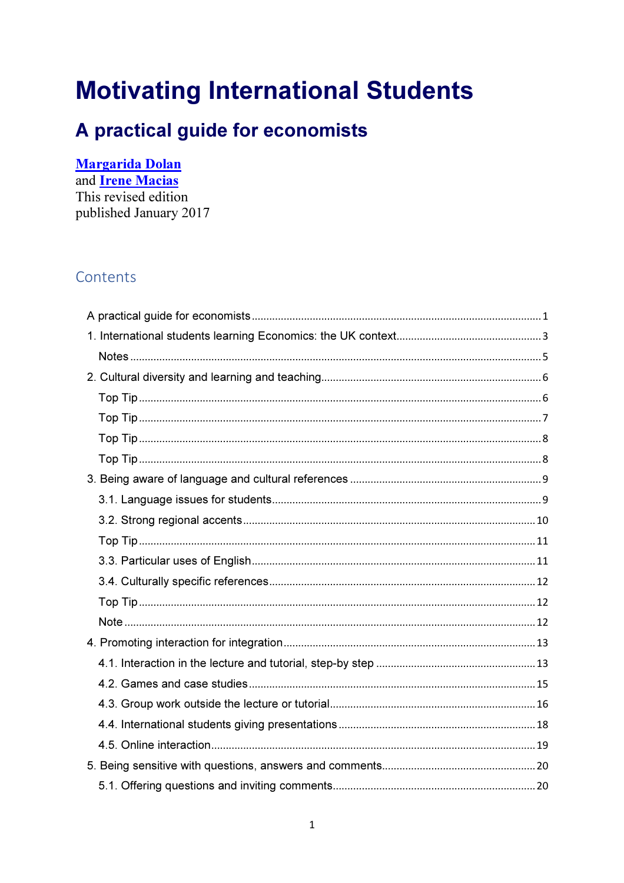# Motivating International Students

## A practical guide for economists

**[Margarida Dolan](#)**
and **[Irene Macias](#)**
This revised edition
published January 2017

## Contents

- A practical guide for economists ... 1
- 1. International students learning Economics: the UK context ... 3
  - Notes ... 5
- 2. Cultural diversity and learning and teaching ... 6
  - Top Tip ... 6
  - Top Tip ... 7
  - Top Tip ... 8
  - Top Tip ... 8
- 3. Being aware of language and cultural references ... 9
  - 3.1. Language issues for students ... 9
  - 3.2. Strong regional accents ... 10
  - Top Tip ... 11
  - 3.3. Particular uses of English ... 11
  - 3.4. Culturally specific references ... 12
  - Top Tip ... 12
  - Note ... 12
- 4. Promoting interaction for integration ... 13
  - 4.1. Interaction in the lecture and tutorial, step-by step ... 13
  - 4.2. Games and case studies ... 15
  - 4.3. Group work outside the lecture or tutorial ... 16
  - 4.4. International students giving presentations ... 18
  - 4.5. Online interaction ... 19
- 5. Being sensitive with questions, answers and comments ... 20
  - 5.1. Offering questions and inviting comments ... 20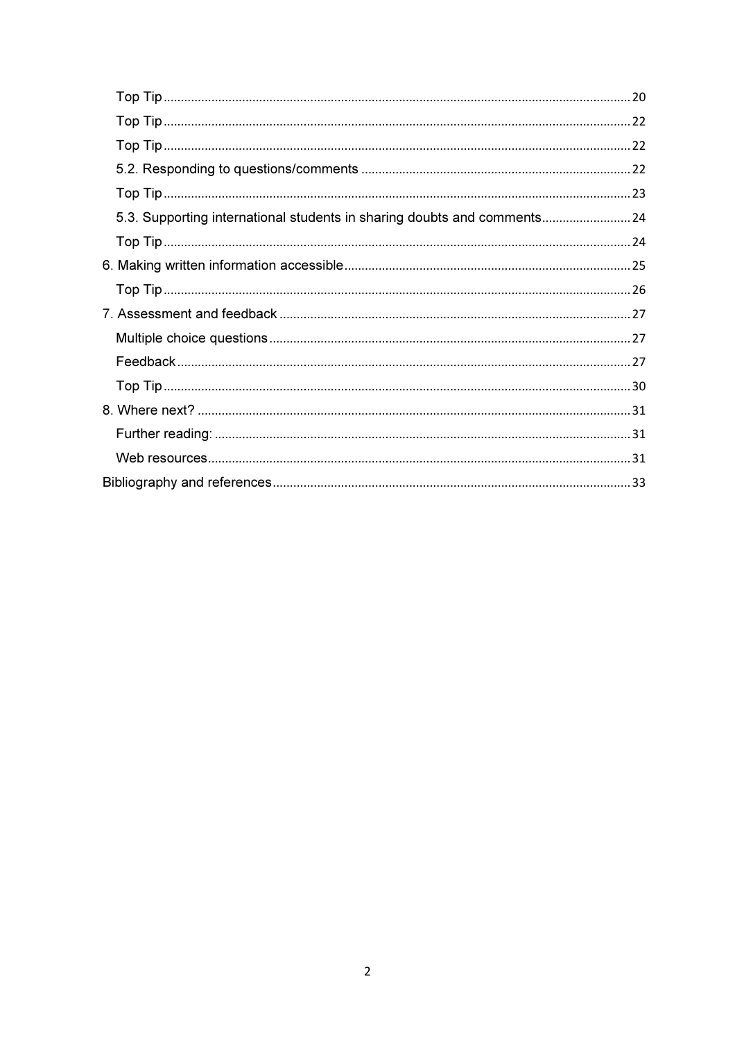- Top Tip ........ 20
- Top Tip ........ 22
- Top Tip ........ 22
- 5.2. Responding to questions/comments ........ 22
- Top Tip ........ 23
- 5.3. Supporting international students in sharing doubts and comments ........ 24
- Top Tip ........ 24

6. Making written information accessible ........ 25
- Top Tip ........ 26

7. Assessment and feedback ........ 27
- Multiple choice questions ........ 27
- Feedback ........ 27
- Top Tip ........ 30

8. Where next? ........ 31
- Further reading: ........ 31
- Web resources ........ 31

Bibliography and references ........ 33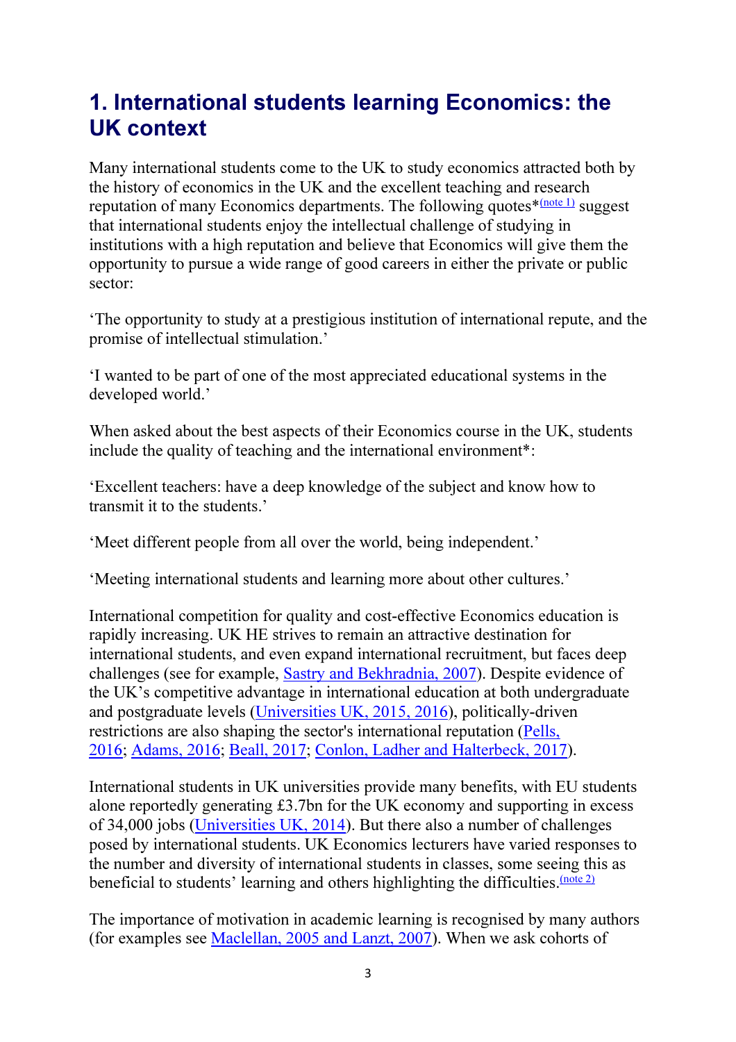# 1. International students learning Economics: the UK context

Many international students come to the UK to study economics attracted both by the history of economics in the UK and the excellent teaching and research reputation of many Economics departments. The following quotes*(note 1) suggest that international students enjoy the intellectual challenge of studying in institutions with a high reputation and believe that Economics will give them the opportunity to pursue a wide range of good careers in either the private or public sector:

'The opportunity to study at a prestigious institution of international repute, and the promise of intellectual stimulation.'

'I wanted to be part of one of the most appreciated educational systems in the developed world.'

When asked about the best aspects of their Economics course in the UK, students include the quality of teaching and the international environment*:

'Excellent teachers: have a deep knowledge of the subject and know how to transmit it to the students.'

'Meet different people from all over the world, being independent.'

'Meeting international students and learning more about other cultures.'

International competition for quality and cost-effective Economics education is rapidly increasing. UK HE strives to remain an attractive destination for international students, and even expand international recruitment, but faces deep challenges (see for example, Sastry and Bekhradnia, 2007). Despite evidence of the UK's competitive advantage in international education at both undergraduate and postgraduate levels (Universities UK, 2015, 2016), politically-driven restrictions are also shaping the sector's international reputation (Pells, 2016; Adams, 2016; Beall, 2017; Conlon, Ladher and Halterbeck, 2017).

International students in UK universities provide many benefits, with EU students alone reportedly generating £3.7bn for the UK economy and supporting in excess of 34,000 jobs (Universities UK, 2014). But there also a number of challenges posed by international students. UK Economics lecturers have varied responses to the number and diversity of international students in classes, some seeing this as beneficial to students' learning and others highlighting the difficulties.(note 2)

The importance of motivation in academic learning is recognised by many authors (for examples see Maclellan, 2005 and Lanzt, 2007). When we ask cohorts of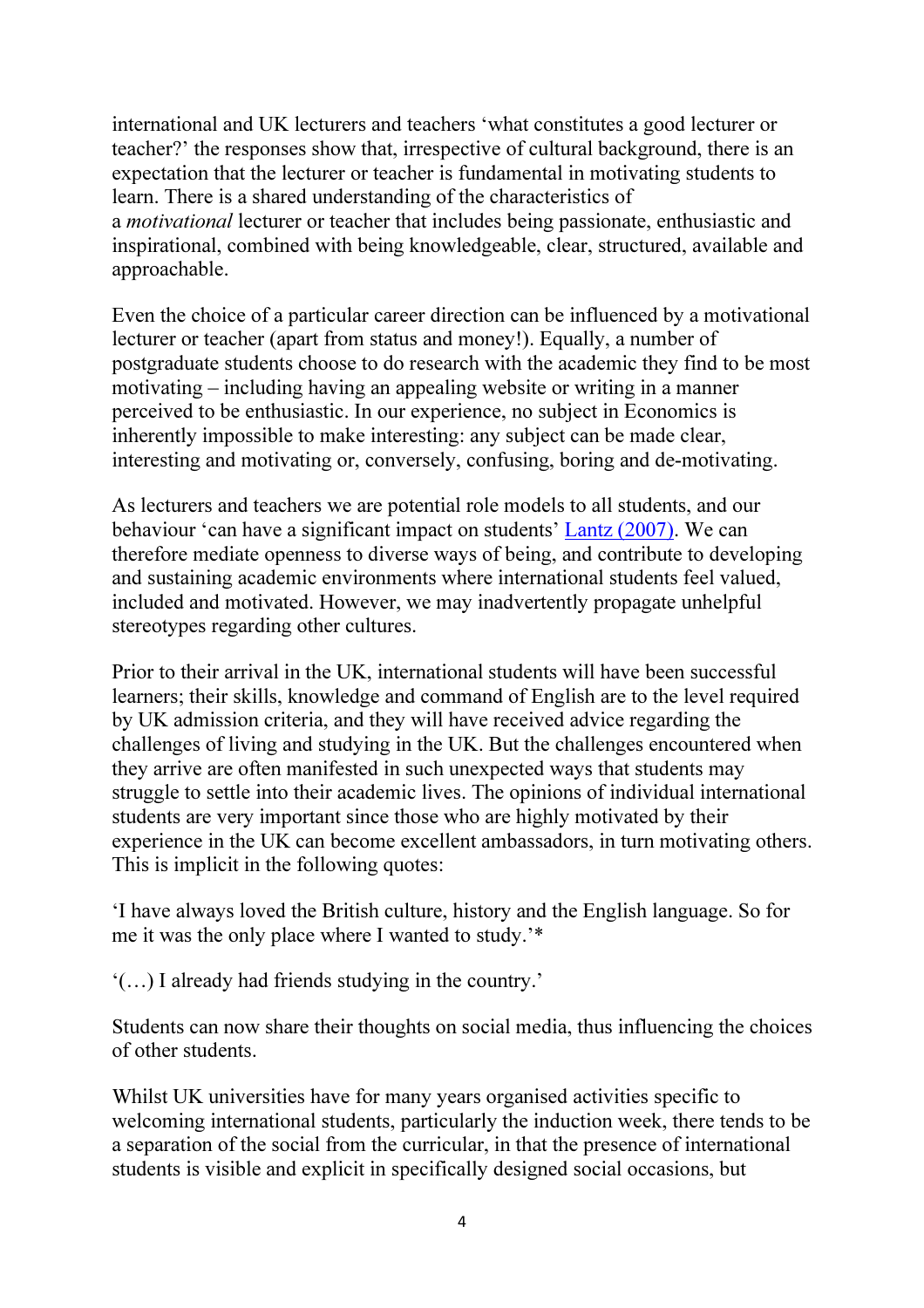international and UK lecturers and teachers 'what constitutes a good lecturer or teacher?' the responses show that, irrespective of cultural background, there is an expectation that the lecturer or teacher is fundamental in motivating students to learn. There is a shared understanding of the characteristics of a *motivational* lecturer or teacher that includes being passionate, enthusiastic and inspirational, combined with being knowledgeable, clear, structured, available and approachable.

Even the choice of a particular career direction can be influenced by a motivational lecturer or teacher (apart from status and money!). Equally, a number of postgraduate students choose to do research with the academic they find to be most motivating – including having an appealing website or writing in a manner perceived to be enthusiastic. In our experience, no subject in Economics is inherently impossible to make interesting: any subject can be made clear, interesting and motivating or, conversely, confusing, boring and de-motivating.

As lecturers and teachers we are potential role models to all students, and our behaviour 'can have a significant impact on students' Lantz (2007). We can therefore mediate openness to diverse ways of being, and contribute to developing and sustaining academic environments where international students feel valued, included and motivated. However, we may inadvertently propagate unhelpful stereotypes regarding other cultures.

Prior to their arrival in the UK, international students will have been successful learners; their skills, knowledge and command of English are to the level required by UK admission criteria, and they will have received advice regarding the challenges of living and studying in the UK. But the challenges encountered when they arrive are often manifested in such unexpected ways that students may struggle to settle into their academic lives. The opinions of individual international students are very important since those who are highly motivated by their experience in the UK can become excellent ambassadors, in turn motivating others. This is implicit in the following quotes:

'I have always loved the British culture, history and the English language. So for me it was the only place where I wanted to study.'*

'(…) I already had friends studying in the country.'

Students can now share their thoughts on social media, thus influencing the choices of other students.

Whilst UK universities have for many years organised activities specific to welcoming international students, particularly the induction week, there tends to be a separation of the social from the curricular, in that the presence of international students is visible and explicit in specifically designed social occasions, but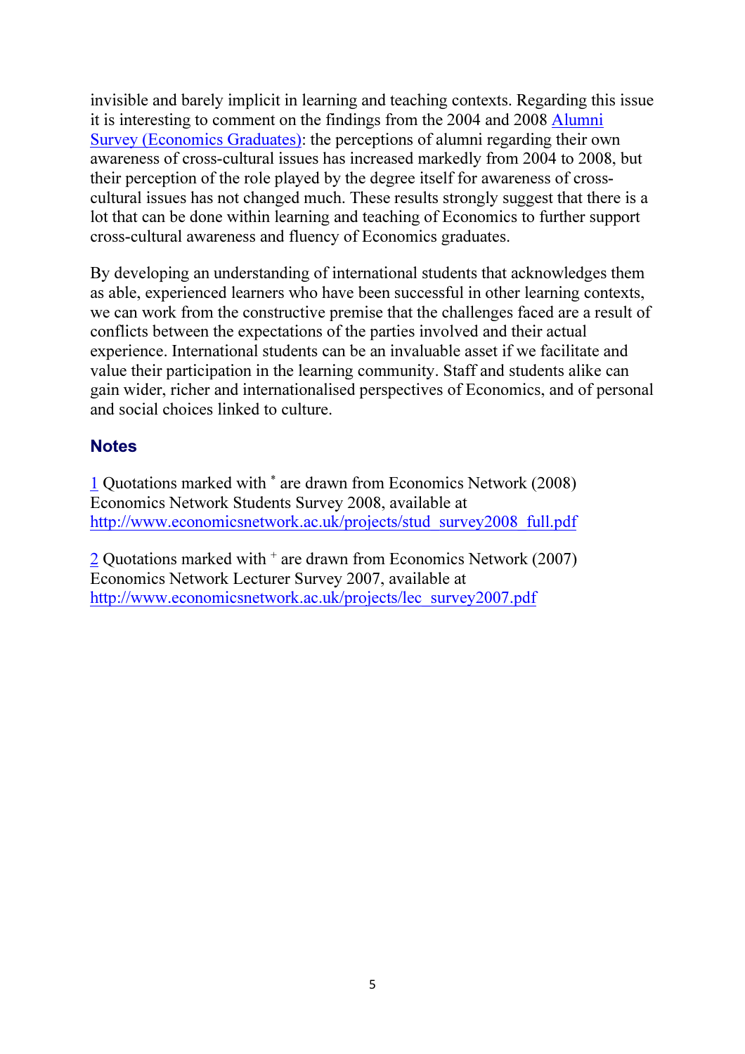invisible and barely implicit in learning and teaching contexts. Regarding this issue it is interesting to comment on the findings from the 2004 and 2008 Alumni Survey (Economics Graduates): the perceptions of alumni regarding their own awareness of cross-cultural issues has increased markedly from 2004 to 2008, but their perception of the role played by the degree itself for awareness of cross-cultural issues has not changed much. These results strongly suggest that there is a lot that can be done within learning and teaching of Economics to further support cross-cultural awareness and fluency of Economics graduates.

By developing an understanding of international students that acknowledges them as able, experienced learners who have been successful in other learning contexts, we can work from the constructive premise that the challenges faced are a result of conflicts between the expectations of the parties involved and their actual experience. International students can be an invaluable asset if we facilitate and value their participation in the learning community. Staff and students alike can gain wider, richer and internationalised perspectives of Economics, and of personal and social choices linked to culture.

## Notes

1 Quotations marked with * are drawn from Economics Network (2008) Economics Network Students Survey 2008, available at http://www.economicsnetwork.ac.uk/projects/stud_survey2008_full.pdf

2 Quotations marked with + are drawn from Economics Network (2007) Economics Network Lecturer Survey 2007, available at http://www.economicsnetwork.ac.uk/projects/lec_survey2007.pdf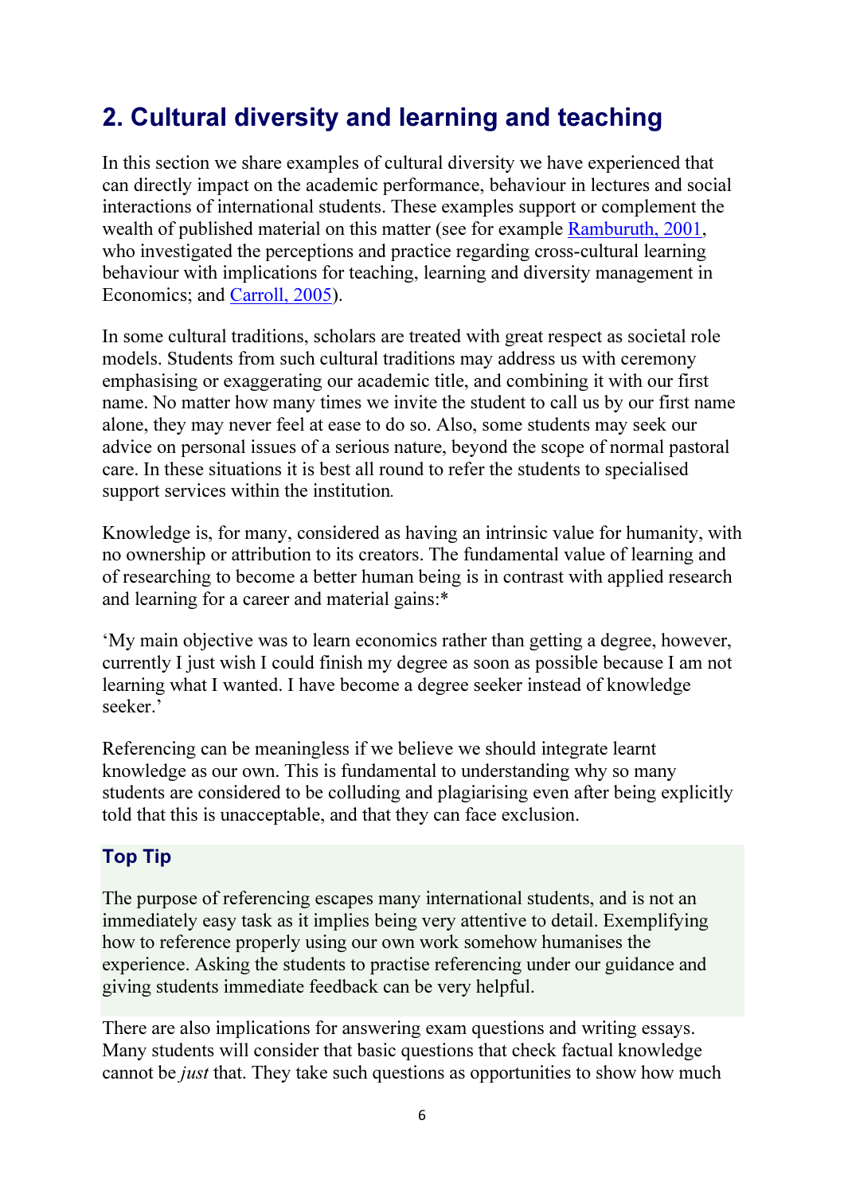## 2. Cultural diversity and learning and teaching

In this section we share examples of cultural diversity we have experienced that can directly impact on the academic performance, behaviour in lectures and social interactions of international students. These examples support or complement the wealth of published material on this matter (see for example Ramburuth, 2001, who investigated the perceptions and practice regarding cross-cultural learning behaviour with implications for teaching, learning and diversity management in Economics; and Carroll, 2005).

In some cultural traditions, scholars are treated with great respect as societal role models. Students from such cultural traditions may address us with ceremony emphasising or exaggerating our academic title, and combining it with our first name. No matter how many times we invite the student to call us by our first name alone, they may never feel at ease to do so. Also, some students may seek our advice on personal issues of a serious nature, beyond the scope of normal pastoral care. In these situations it is best all round to refer the students to specialised support services within the institution.

Knowledge is, for many, considered as having an intrinsic value for humanity, with no ownership or attribution to its creators. The fundamental value of learning and of researching to become a better human being is in contrast with applied research and learning for a career and material gains:*

'My main objective was to learn economics rather than getting a degree, however, currently I just wish I could finish my degree as soon as possible because I am not learning what I wanted. I have become a degree seeker instead of knowledge seeker.'

Referencing can be meaningless if we believe we should integrate learnt knowledge as our own. This is fundamental to understanding why so many students are considered to be colluding and plagiarising even after being explicitly told that this is unacceptable, and that they can face exclusion.

### Top Tip

The purpose of referencing escapes many international students, and is not an immediately easy task as it implies being very attentive to detail. Exemplifying how to reference properly using our own work somehow humanises the experience. Asking the students to practise referencing under our guidance and giving students immediate feedback can be very helpful.

There are also implications for answering exam questions and writing essays. Many students will consider that basic questions that check factual knowledge cannot be *just* that. They take such questions as opportunities to show how much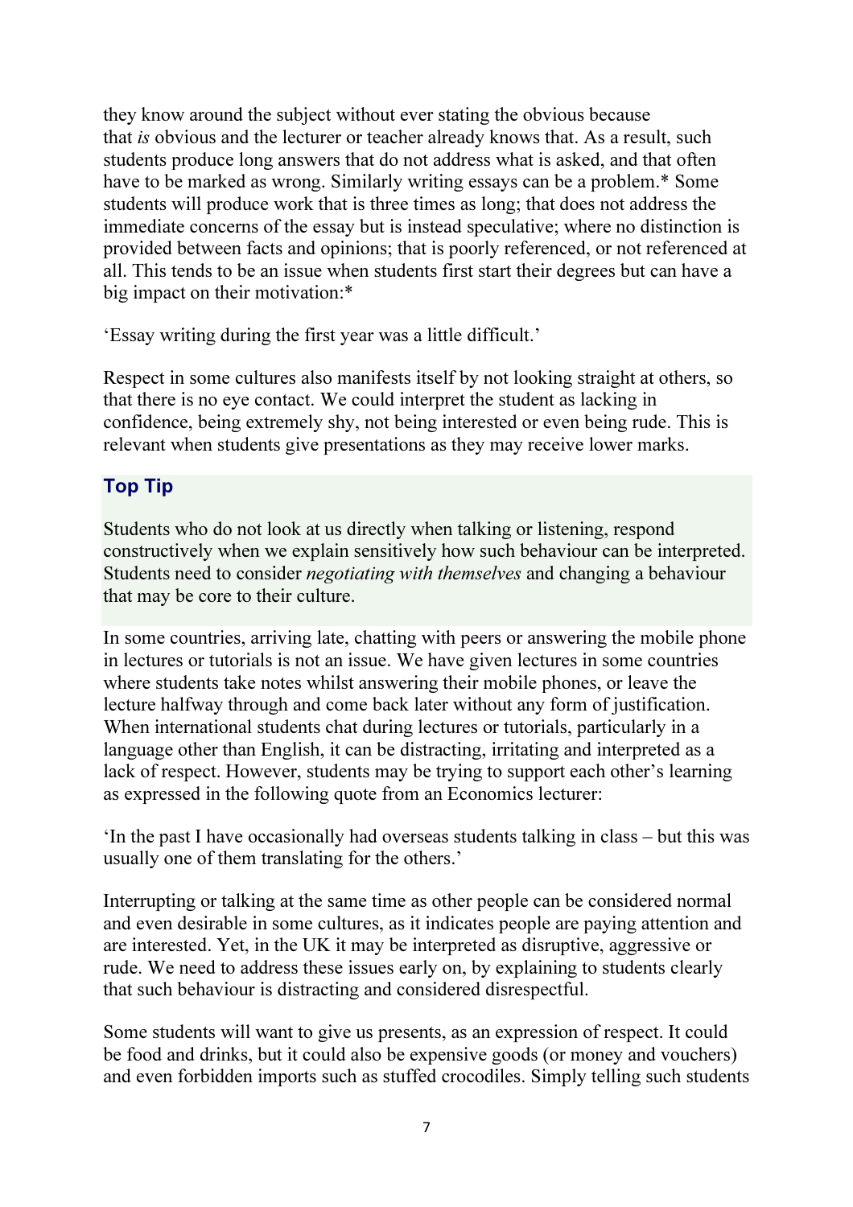they know around the subject without ever stating the obvious because that *is* obvious and the lecturer or teacher already knows that. As a result, such students produce long answers that do not address what is asked, and that often have to be marked as wrong. Similarly writing essays can be a problem.* Some students will produce work that is three times as long; that does not address the immediate concerns of the essay but is instead speculative; where no distinction is provided between facts and opinions; that is poorly referenced, or not referenced at all. This tends to be an issue when students first start their degrees but can have a big impact on their motivation:*

'Essay writing during the first year was a little difficult.'

Respect in some cultures also manifests itself by not looking straight at others, so that there is no eye contact. We could interpret the student as lacking in confidence, being extremely shy, not being interested or even being rude. This is relevant when students give presentations as they may receive lower marks.

### Top Tip

Students who do not look at us directly when talking or listening, respond constructively when we explain sensitively how such behaviour can be interpreted. Students need to consider *negotiating with themselves* and changing a behaviour that may be core to their culture.

In some countries, arriving late, chatting with peers or answering the mobile phone in lectures or tutorials is not an issue. We have given lectures in some countries where students take notes whilst answering their mobile phones, or leave the lecture halfway through and come back later without any form of justification. When international students chat during lectures or tutorials, particularly in a language other than English, it can be distracting, irritating and interpreted as a lack of respect. However, students may be trying to support each other's learning as expressed in the following quote from an Economics lecturer:

'In the past I have occasionally had overseas students talking in class – but this was usually one of them translating for the others.'

Interrupting or talking at the same time as other people can be considered normal and even desirable in some cultures, as it indicates people are paying attention and are interested. Yet, in the UK it may be interpreted as disruptive, aggressive or rude. We need to address these issues early on, by explaining to students clearly that such behaviour is distracting and considered disrespectful.

Some students will want to give us presents, as an expression of respect. It could be food and drinks, but it could also be expensive goods (or money and vouchers) and even forbidden imports such as stuffed crocodiles. Simply telling such students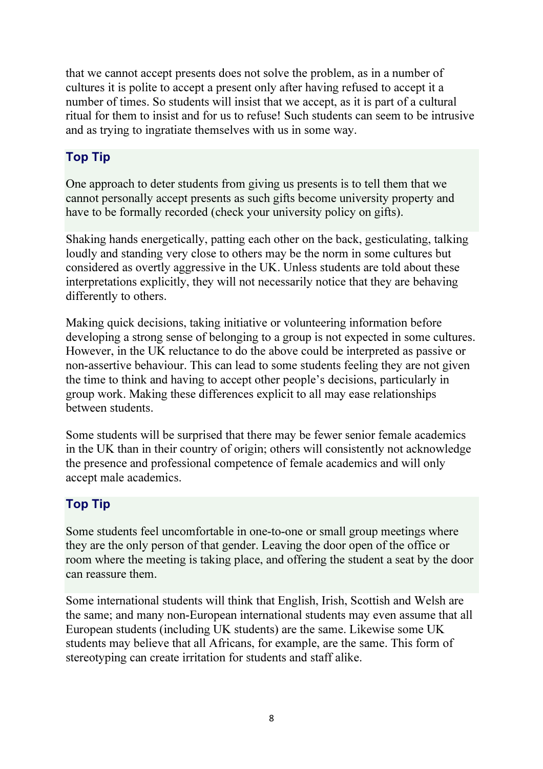that we cannot accept presents does not solve the problem, as in a number of cultures it is polite to accept a present only after having refused to accept it a number of times. So students will insist that we accept, as it is part of a cultural ritual for them to insist and for us to refuse! Such students can seem to be intrusive and as trying to ingratiate themselves with us in some way.

### Top Tip

One approach to deter students from giving us presents is to tell them that we cannot personally accept presents as such gifts become university property and have to be formally recorded (check your university policy on gifts).

Shaking hands energetically, patting each other on the back, gesticulating, talking loudly and standing very close to others may be the norm in some cultures but considered as overtly aggressive in the UK. Unless students are told about these interpretations explicitly, they will not necessarily notice that they are behaving differently to others.

Making quick decisions, taking initiative or volunteering information before developing a strong sense of belonging to a group is not expected in some cultures. However, in the UK reluctance to do the above could be interpreted as passive or non-assertive behaviour. This can lead to some students feeling they are not given the time to think and having to accept other people's decisions, particularly in group work. Making these differences explicit to all may ease relationships between students.

Some students will be surprised that there may be fewer senior female academics in the UK than in their country of origin; others will consistently not acknowledge the presence and professional competence of female academics and will only accept male academics.

### Top Tip

Some students feel uncomfortable in one-to-one or small group meetings where they are the only person of that gender. Leaving the door open of the office or room where the meeting is taking place, and offering the student a seat by the door can reassure them.

Some international students will think that English, Irish, Scottish and Welsh are the same; and many non-European international students may even assume that all European students (including UK students) are the same. Likewise some UK students may believe that all Africans, for example, are the same. This form of stereotyping can create irritation for students and staff alike.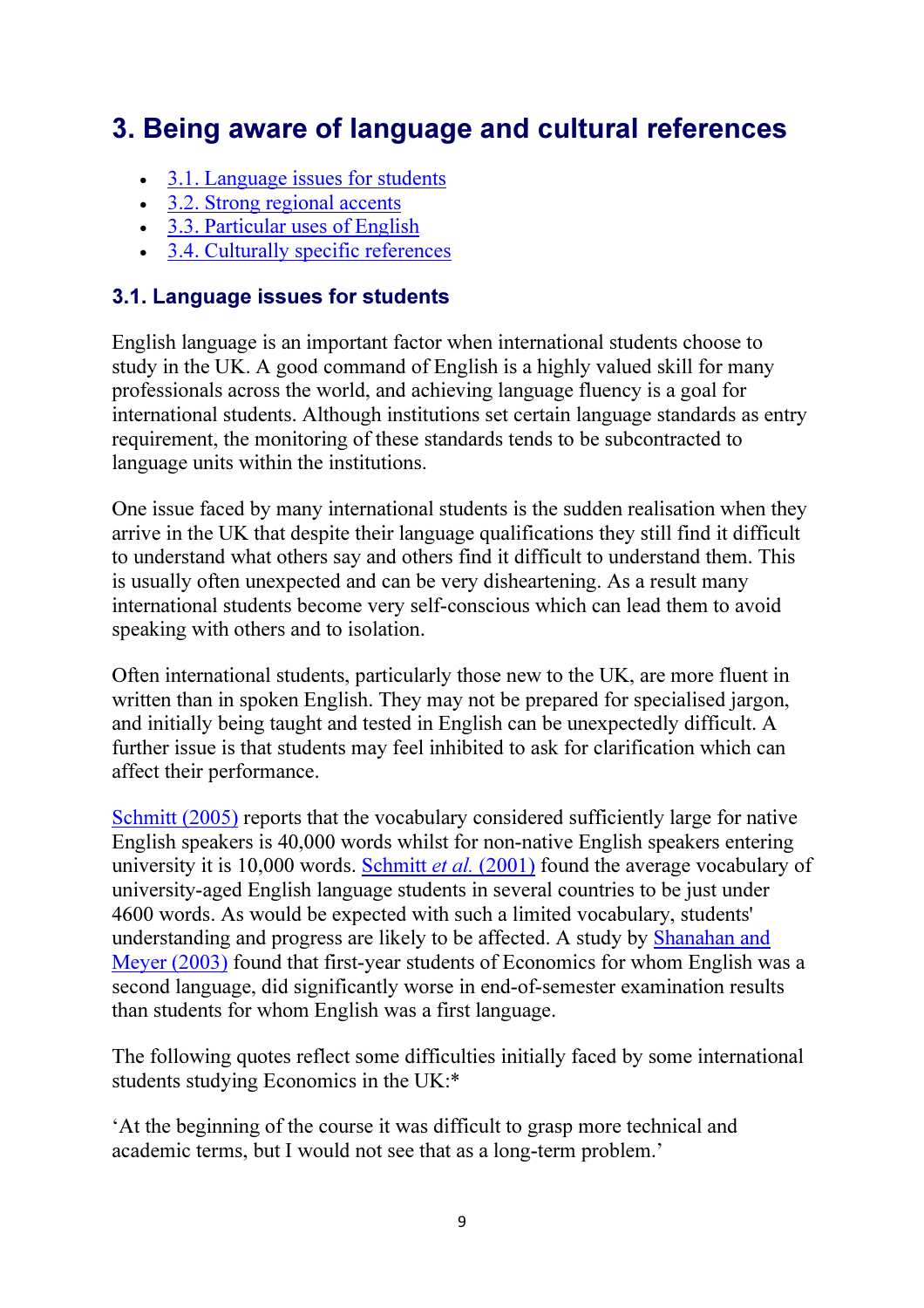# 3. Being aware of language and cultural references

- 3.1. Language issues for students
- 3.2. Strong regional accents
- 3.3. Particular uses of English
- 3.4. Culturally specific references

## 3.1. Language issues for students

English language is an important factor when international students choose to study in the UK. A good command of English is a highly valued skill for many professionals across the world, and achieving language fluency is a goal for international students. Although institutions set certain language standards as entry requirement, the monitoring of these standards tends to be subcontracted to language units within the institutions.

One issue faced by many international students is the sudden realisation when they arrive in the UK that despite their language qualifications they still find it difficult to understand what others say and others find it difficult to understand them. This is usually often unexpected and can be very disheartening. As a result many international students become very self-conscious which can lead them to avoid speaking with others and to isolation.

Often international students, particularly those new to the UK, are more fluent in written than in spoken English. They may not be prepared for specialised jargon, and initially being taught and tested in English can be unexpectedly difficult. A further issue is that students may feel inhibited to ask for clarification which can affect their performance.

Schmitt (2005) reports that the vocabulary considered sufficiently large for native English speakers is 40,000 words whilst for non-native English speakers entering university it is 10,000 words. Schmitt *et al.* (2001) found the average vocabulary of university-aged English language students in several countries to be just under 4600 words. As would be expected with such a limited vocabulary, students' understanding and progress are likely to be affected. A study by Shanahan and Meyer (2003) found that first-year students of Economics for whom English was a second language, did significantly worse in end-of-semester examination results than students for whom English was a first language.

The following quotes reflect some difficulties initially faced by some international students studying Economics in the UK:*

'At the beginning of the course it was difficult to grasp more technical and academic terms, but I would not see that as a long-term problem.'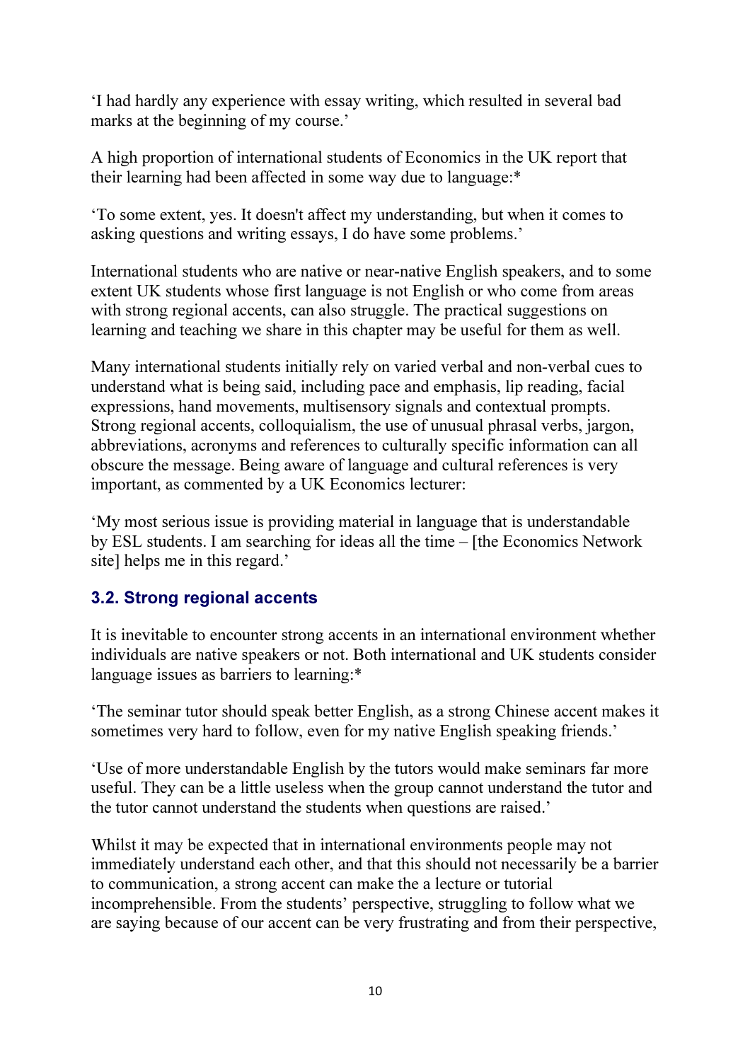'I had hardly any experience with essay writing, which resulted in several bad marks at the beginning of my course.'

A high proportion of international students of Economics in the UK report that their learning had been affected in some way due to language:*

'To some extent, yes. It doesn't affect my understanding, but when it comes to asking questions and writing essays, I do have some problems.'

International students who are native or near-native English speakers, and to some extent UK students whose first language is not English or who come from areas with strong regional accents, can also struggle. The practical suggestions on learning and teaching we share in this chapter may be useful for them as well.

Many international students initially rely on varied verbal and non-verbal cues to understand what is being said, including pace and emphasis, lip reading, facial expressions, hand movements, multisensory signals and contextual prompts. Strong regional accents, colloquialism, the use of unusual phrasal verbs, jargon, abbreviations, acronyms and references to culturally specific information can all obscure the message. Being aware of language and cultural references is very important, as commented by a UK Economics lecturer:

'My most serious issue is providing material in language that is understandable by ESL students. I am searching for ideas all the time – [the Economics Network site] helps me in this regard.'

### 3.2. Strong regional accents

It is inevitable to encounter strong accents in an international environment whether individuals are native speakers or not. Both international and UK students consider language issues as barriers to learning:*

'The seminar tutor should speak better English, as a strong Chinese accent makes it sometimes very hard to follow, even for my native English speaking friends.'

'Use of more understandable English by the tutors would make seminars far more useful. They can be a little useless when the group cannot understand the tutor and the tutor cannot understand the students when questions are raised.'

Whilst it may be expected that in international environments people may not immediately understand each other, and that this should not necessarily be a barrier to communication, a strong accent can make the a lecture or tutorial incomprehensible. From the students' perspective, struggling to follow what we are saying because of our accent can be very frustrating and from their perspective,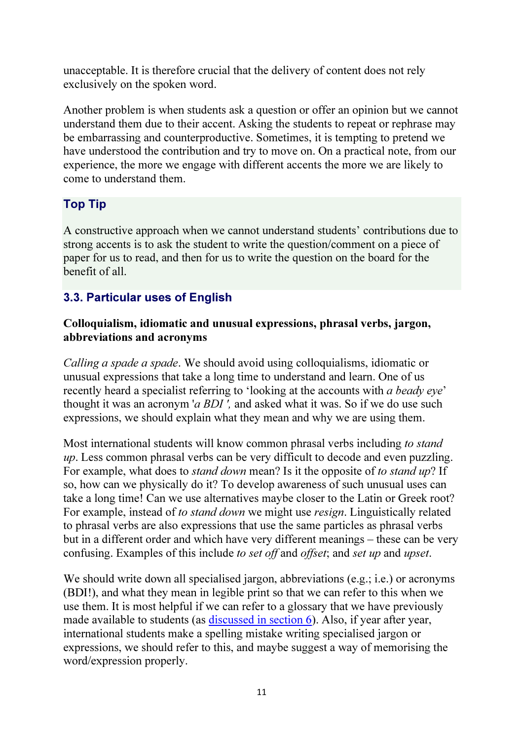unacceptable. It is therefore crucial that the delivery of content does not rely exclusively on the spoken word.

Another problem is when students ask a question or offer an opinion but we cannot understand them due to their accent. Asking the students to repeat or rephrase may be embarrassing and counterproductive. Sometimes, it is tempting to pretend we have understood the contribution and try to move on. On a practical note, from our experience, the more we engage with different accents the more we are likely to come to understand them.

### Top Tip

A constructive approach when we cannot understand students' contributions due to strong accents is to ask the student to write the question/comment on a piece of paper for us to read, and then for us to write the question on the board for the benefit of all.

## 3.3. Particular uses of English

**Colloquialism, idiomatic and unusual expressions, phrasal verbs, jargon, abbreviations and acronyms**

*Calling a spade a spade*. We should avoid using colloquialisms, idiomatic or unusual expressions that take a long time to understand and learn. One of us recently heard a specialist referring to 'looking at the accounts with *a beady eye*' thought it was an acronym '*a BDI ',* and asked what it was. So if we do use such expressions, we should explain what they mean and why we are using them.

Most international students will know common phrasal verbs including *to stand up*. Less common phrasal verbs can be very difficult to decode and even puzzling. For example, what does to *stand down* mean? Is it the opposite of *to stand up*? If so, how can we physically do it? To develop awareness of such unusual uses can take a long time! Can we use alternatives maybe closer to the Latin or Greek root? For example, instead of *to stand down* we might use *resign*. Linguistically related to phrasal verbs are also expressions that use the same particles as phrasal verbs but in a different order and which have very different meanings – these can be very confusing. Examples of this include *to set off* and *offset*; and *set up* and *upset*.

We should write down all specialised jargon, abbreviations (e.g.; i.e.) or acronyms (BDI!), and what they mean in legible print so that we can refer to this when we use them. It is most helpful if we can refer to a glossary that we have previously made available to students (as discussed in section 6). Also, if year after year, international students make a spelling mistake writing specialised jargon or expressions, we should refer to this, and maybe suggest a way of memorising the word/expression properly.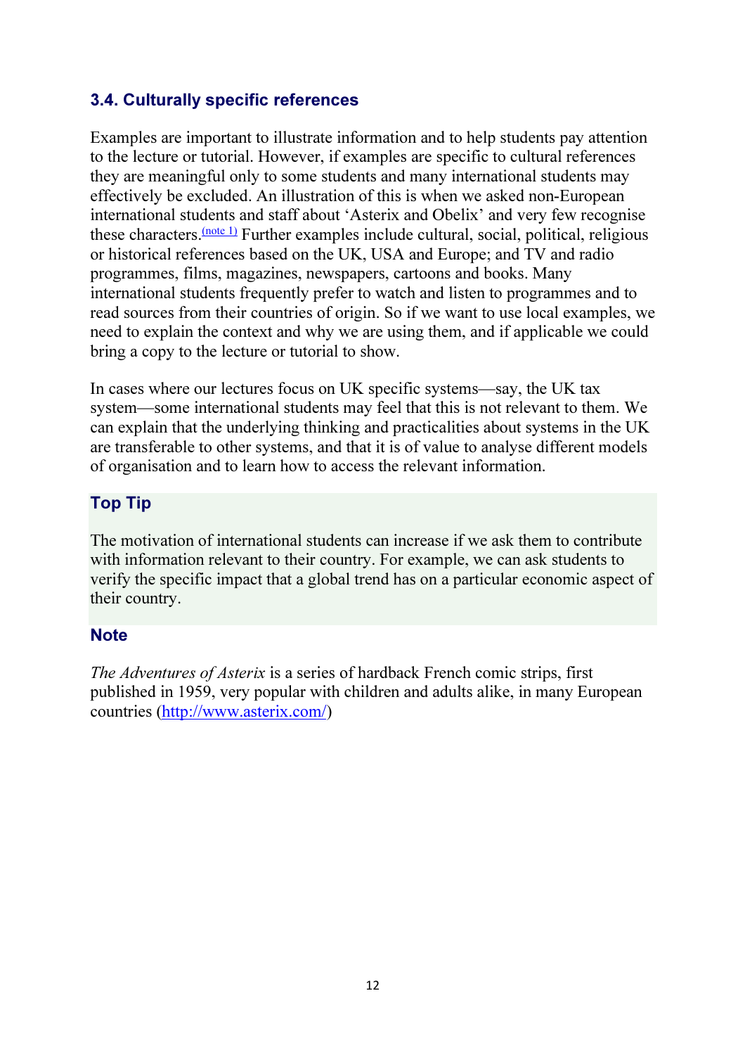### 3.4. Culturally specific references

Examples are important to illustrate information and to help students pay attention to the lecture or tutorial. However, if examples are specific to cultural references they are meaningful only to some students and many international students may effectively be excluded. An illustration of this is when we asked non-European international students and staff about 'Asterix and Obelix' and very few recognise these characters.[(note 1)] Further examples include cultural, social, political, religious or historical references based on the UK, USA and Europe; and TV and radio programmes, films, magazines, newspapers, cartoons and books. Many international students frequently prefer to watch and listen to programmes and to read sources from their countries of origin. So if we want to use local examples, we need to explain the context and why we are using them, and if applicable we could bring a copy to the lecture or tutorial to show.

In cases where our lectures focus on UK specific systems—say, the UK tax system—some international students may feel that this is not relevant to them. We can explain that the underlying thinking and practicalities about systems in the UK are transferable to other systems, and that it is of value to analyse different models of organisation and to learn how to access the relevant information.

#### Top Tip

The motivation of international students can increase if we ask them to contribute with information relevant to their country. For example, we can ask students to verify the specific impact that a global trend has on a particular economic aspect of their country.

#### Note

*The Adventures of Asterix* is a series of hardback French comic strips, first published in 1959, very popular with children and adults alike, in many European countries (http://www.asterix.com/)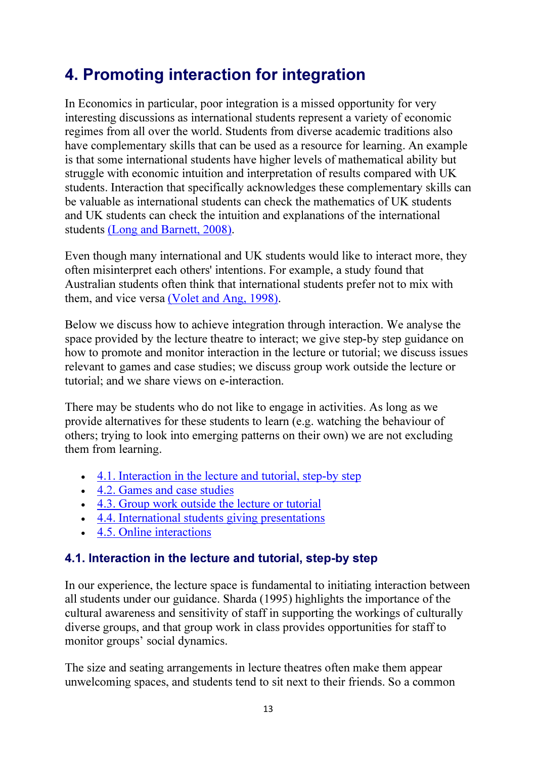# 4. Promoting interaction for integration

In Economics in particular, poor integration is a missed opportunity for very interesting discussions as international students represent a variety of economic regimes from all over the world. Students from diverse academic traditions also have complementary skills that can be used as a resource for learning. An example is that some international students have higher levels of mathematical ability but struggle with economic intuition and interpretation of results compared with UK students. Interaction that specifically acknowledges these complementary skills can be valuable as international students can check the mathematics of UK students and UK students can check the intuition and explanations of the international students (Long and Barnett, 2008).

Even though many international and UK students would like to interact more, they often misinterpret each others' intentions. For example, a study found that Australian students often think that international students prefer not to mix with them, and vice versa (Volet and Ang, 1998).

Below we discuss how to achieve integration through interaction. We analyse the space provided by the lecture theatre to interact; we give step-by step guidance on how to promote and monitor interaction in the lecture or tutorial; we discuss issues relevant to games and case studies; we discuss group work outside the lecture or tutorial; and we share views on e-interaction.

There may be students who do not like to engage in activities. As long as we provide alternatives for these students to learn (e.g. watching the behaviour of others; trying to look into emerging patterns on their own) we are not excluding them from learning.

- 4.1. Interaction in the lecture and tutorial, step-by step
- 4.2. Games and case studies
- 4.3. Group work outside the lecture or tutorial
- 4.4. International students giving presentations
- 4.5. Online interactions

## 4.1. Interaction in the lecture and tutorial, step-by step

In our experience, the lecture space is fundamental to initiating interaction between all students under our guidance. Sharda (1995) highlights the importance of the cultural awareness and sensitivity of staff in supporting the workings of culturally diverse groups, and that group work in class provides opportunities for staff to monitor groups' social dynamics.

The size and seating arrangements in lecture theatres often make them appear unwelcoming spaces, and students tend to sit next to their friends. So a common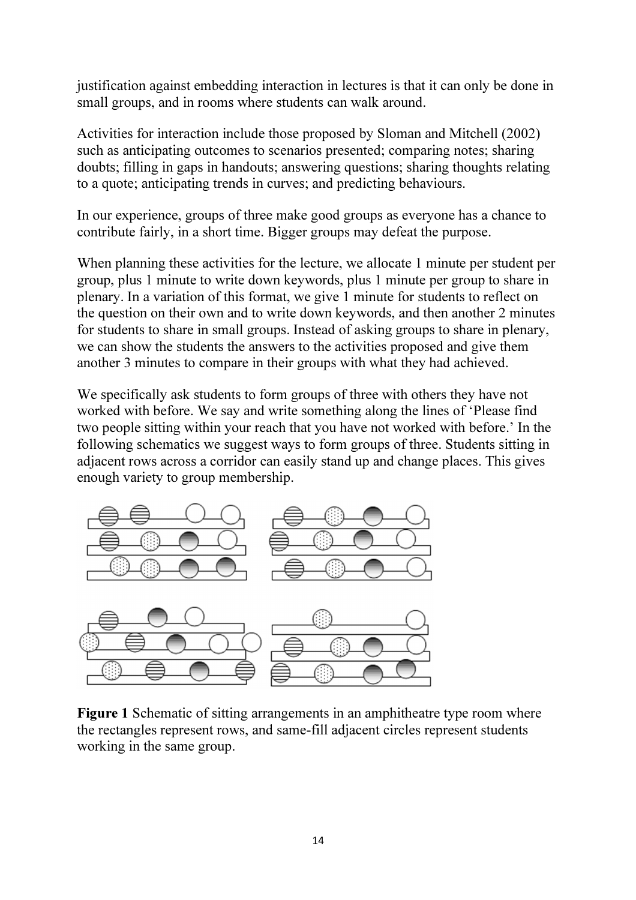justification against embedding interaction in lectures is that it can only be done in small groups, and in rooms where students can walk around.

Activities for interaction include those proposed by Sloman and Mitchell (2002) such as anticipating outcomes to scenarios presented; comparing notes; sharing doubts; filling in gaps in handouts; answering questions; sharing thoughts relating to a quote; anticipating trends in curves; and predicting behaviours.

In our experience, groups of three make good groups as everyone has a chance to contribute fairly, in a short time. Bigger groups may defeat the purpose.

When planning these activities for the lecture, we allocate 1 minute per student per group, plus 1 minute to write down keywords, plus 1 minute per group to share in plenary. In a variation of this format, we give 1 minute for students to reflect on the question on their own and to write down keywords, and then another 2 minutes for students to share in small groups. Instead of asking groups to share in plenary, we can show the students the answers to the activities proposed and give them another 3 minutes to compare in their groups with what they had achieved.

We specifically ask students to form groups of three with others they have not worked with before. We say and write something along the lines of 'Please find two people sitting within your reach that you have not worked with before.' In the following schematics we suggest ways to form groups of three. Students sitting in adjacent rows across a corridor can easily stand up and change places. This gives enough variety to group membership.

**Figure 1** Schematic of sitting arrangements in an amphitheatre type room where the rectangles represent rows, and same-fill adjacent circles represent students working in the same group.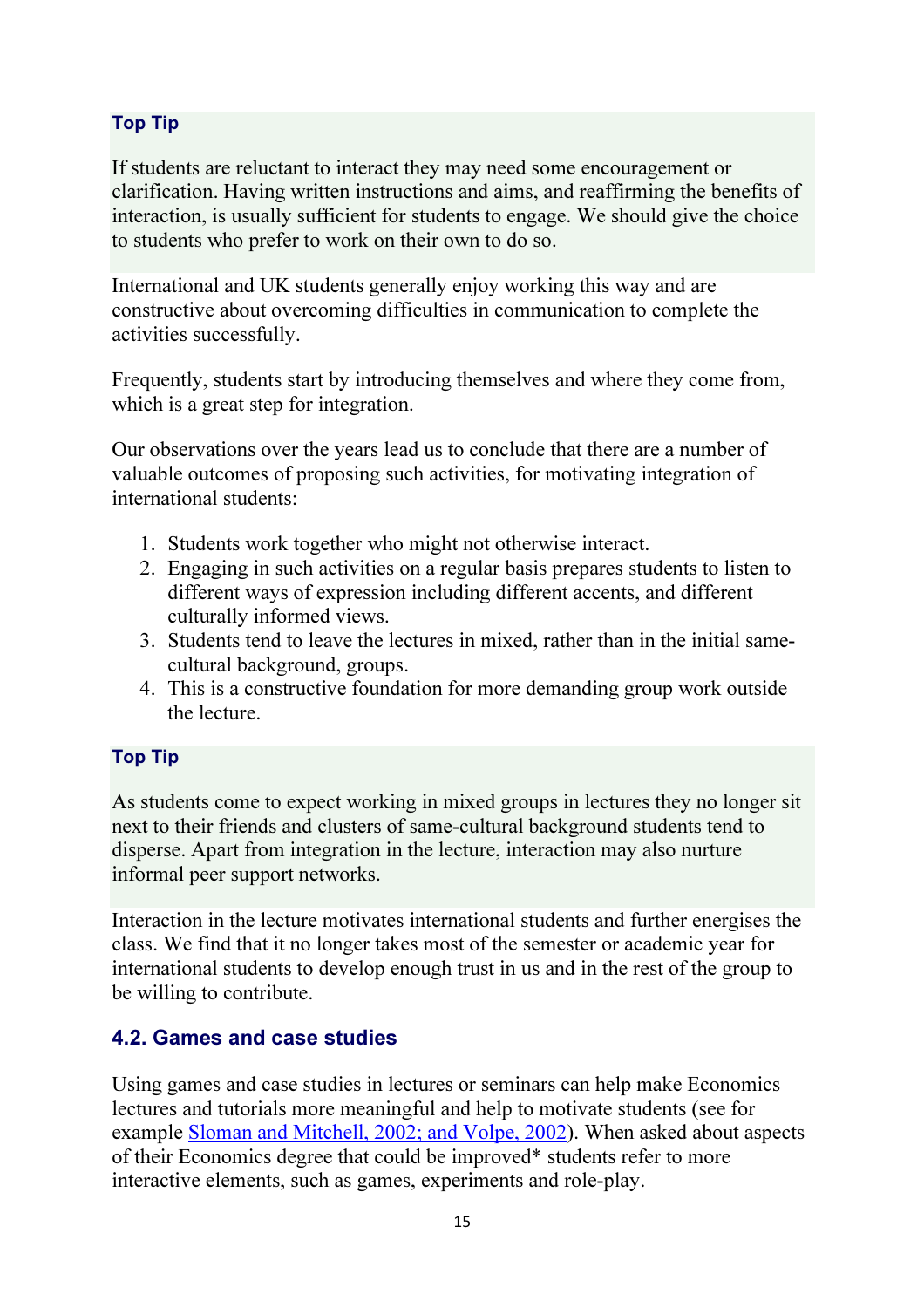**Top Tip**

If students are reluctant to interact they may need some encouragement or clarification. Having written instructions and aims, and reaffirming the benefits of interaction, is usually sufficient for students to engage. We should give the choice to students who prefer to work on their own to do so.

International and UK students generally enjoy working this way and are constructive about overcoming difficulties in communication to complete the activities successfully.

Frequently, students start by introducing themselves and where they come from, which is a great step for integration.

Our observations over the years lead us to conclude that there are a number of valuable outcomes of proposing such activities, for motivating integration of international students:

1. Students work together who might not otherwise interact.
2. Engaging in such activities on a regular basis prepares students to listen to different ways of expression including different accents, and different culturally informed views.
3. Students tend to leave the lectures in mixed, rather than in the initial same-cultural background, groups.
4. This is a constructive foundation for more demanding group work outside the lecture.

**Top Tip**

As students come to expect working in mixed groups in lectures they no longer sit next to their friends and clusters of same-cultural background students tend to disperse. Apart from integration in the lecture, interaction may also nurture informal peer support networks.

Interaction in the lecture motivates international students and further energises the class. We find that it no longer takes most of the semester or academic year for international students to develop enough trust in us and in the rest of the group to be willing to contribute.

### 4.2. Games and case studies

Using games and case studies in lectures or seminars can help make Economics lectures and tutorials more meaningful and help to motivate students (see for example Sloman and Mitchell, 2002; and Volpe, 2002). When asked about aspects of their Economics degree that could be improved* students refer to more interactive elements, such as games, experiments and role-play.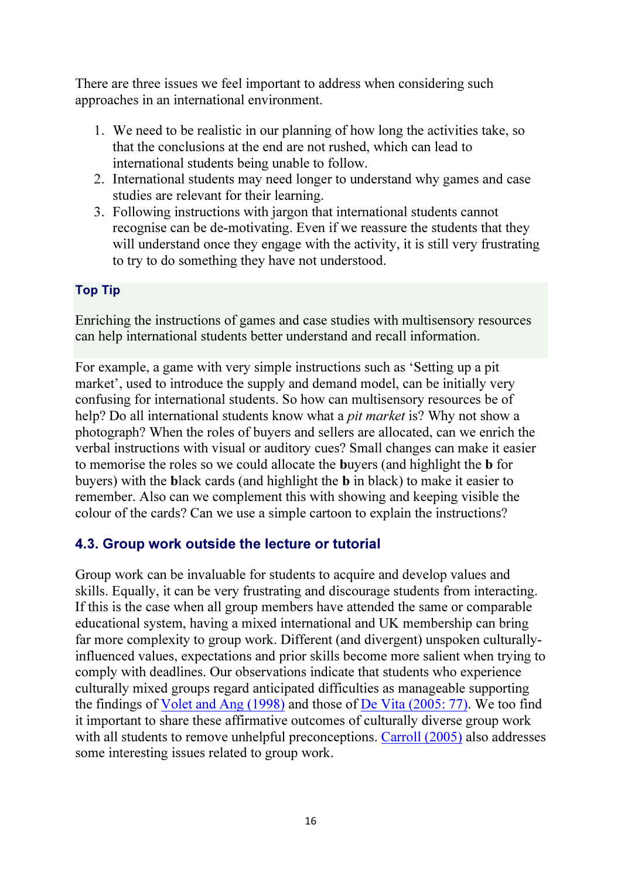There are three issues we feel important to address when considering such approaches in an international environment.

1. We need to be realistic in our planning of how long the activities take, so that the conclusions at the end are not rushed, which can lead to international students being unable to follow.
2. International students may need longer to understand why games and case studies are relevant for their learning.
3. Following instructions with jargon that international students cannot recognise can be de-motivating. Even if we reassure the students that they will understand once they engage with the activity, it is still very frustrating to try to do something they have not understood.

**Top Tip**

Enriching the instructions of games and case studies with multisensory resources can help international students better understand and recall information.

For example, a game with very simple instructions such as 'Setting up a pit market', used to introduce the supply and demand model, can be initially very confusing for international students. So how can multisensory resources be of help? Do all international students know what a *pit market* is? Why not show a photograph? When the roles of buyers and sellers are allocated, can we enrich the verbal instructions with visual or auditory cues? Small changes can make it easier to memorise the roles so we could allocate the **b**uyers (and highlight the **b** for buyers) with the **b**lack cards (and highlight the **b** in black) to make it easier to remember. Also can we complement this with showing and keeping visible the colour of the cards? Can we use a simple cartoon to explain the instructions?

### 4.3. Group work outside the lecture or tutorial

Group work can be invaluable for students to acquire and develop values and skills. Equally, it can be very frustrating and discourage students from interacting. If this is the case when all group members have attended the same or comparable educational system, having a mixed international and UK membership can bring far more complexity to group work. Different (and divergent) unspoken culturally-influenced values, expectations and prior skills become more salient when trying to comply with deadlines. Our observations indicate that students who experience culturally mixed groups regard anticipated difficulties as manageable supporting the findings of Volet and Ang (1998) and those of De Vita (2005: 77). We too find it important to share these affirmative outcomes of culturally diverse group work with all students to remove unhelpful preconceptions. Carroll (2005) also addresses some interesting issues related to group work.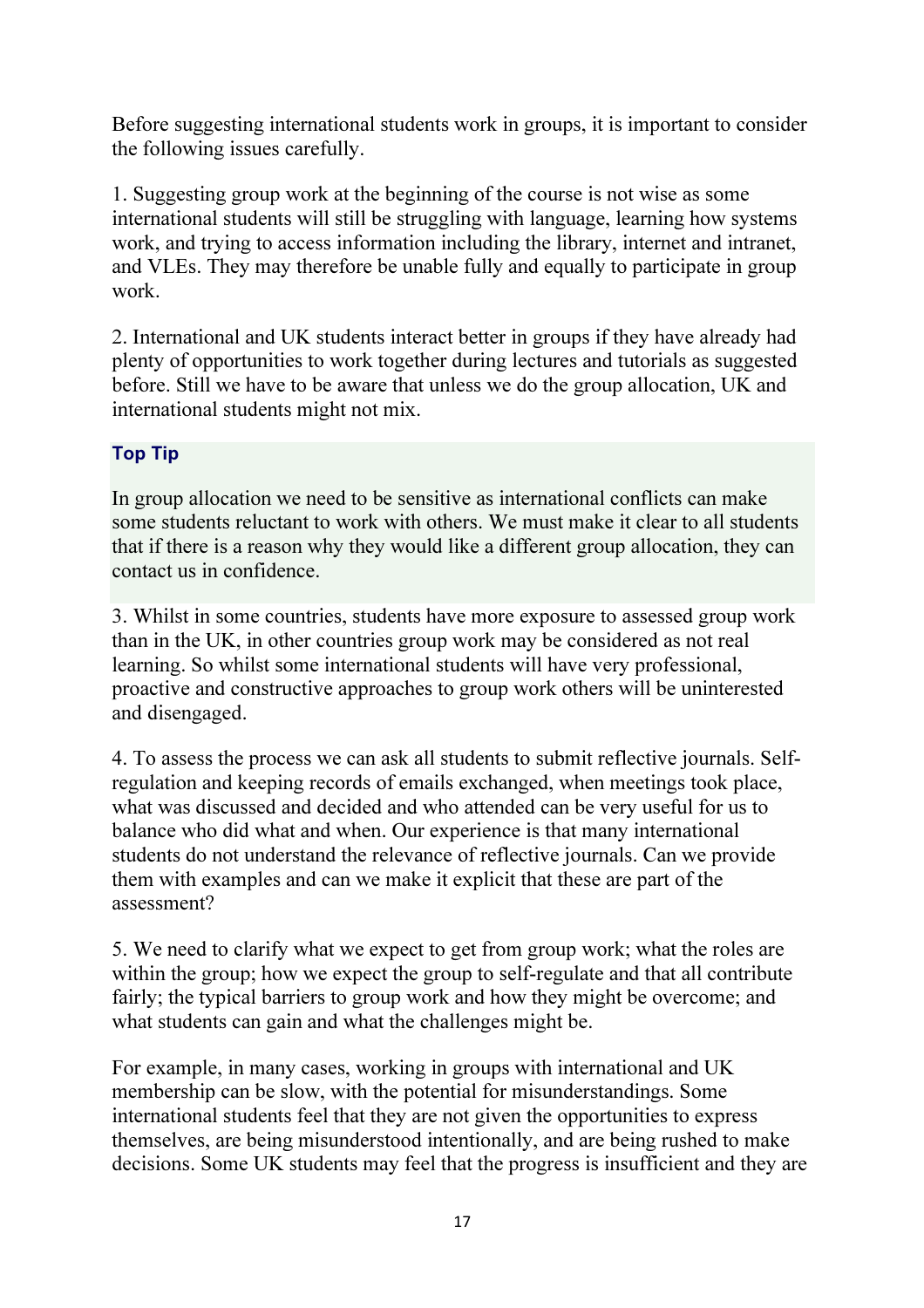Before suggesting international students work in groups, it is important to consider the following issues carefully.

1. Suggesting group work at the beginning of the course is not wise as some international students will still be struggling with language, learning how systems work, and trying to access information including the library, internet and intranet, and VLEs. They may therefore be unable fully and equally to participate in group work.

2. International and UK students interact better in groups if they have already had plenty of opportunities to work together during lectures and tutorials as suggested before. Still we have to be aware that unless we do the group allocation, UK and international students might not mix.

**Top Tip**

In group allocation we need to be sensitive as international conflicts can make some students reluctant to work with others. We must make it clear to all students that if there is a reason why they would like a different group allocation, they can contact us in confidence.

3. Whilst in some countries, students have more exposure to assessed group work than in the UK, in other countries group work may be considered as not real learning. So whilst some international students will have very professional, proactive and constructive approaches to group work others will be uninterested and disengaged.

4. To assess the process we can ask all students to submit reflective journals. Self-regulation and keeping records of emails exchanged, when meetings took place, what was discussed and decided and who attended can be very useful for us to balance who did what and when. Our experience is that many international students do not understand the relevance of reflective journals. Can we provide them with examples and can we make it explicit that these are part of the assessment?

5. We need to clarify what we expect to get from group work; what the roles are within the group; how we expect the group to self-regulate and that all contribute fairly; the typical barriers to group work and how they might be overcome; and what students can gain and what the challenges might be.

For example, in many cases, working in groups with international and UK membership can be slow, with the potential for misunderstandings. Some international students feel that they are not given the opportunities to express themselves, are being misunderstood intentionally, and are being rushed to make decisions. Some UK students may feel that the progress is insufficient and they are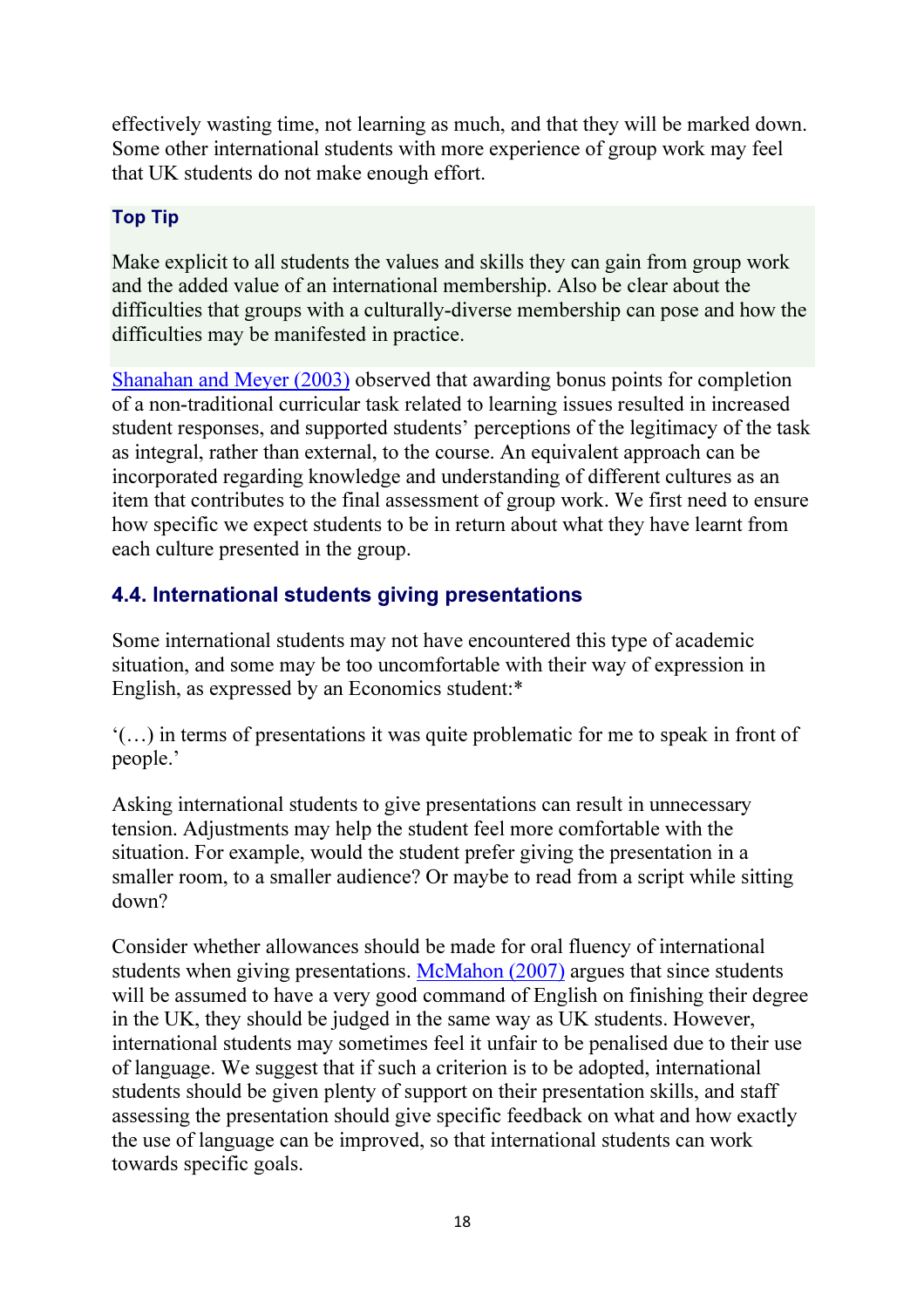effectively wasting time, not learning as much, and that they will be marked down. Some other international students with more experience of group work may feel that UK students do not make enough effort.

**Top Tip**

Make explicit to all students the values and skills they can gain from group work and the added value of an international membership. Also be clear about the difficulties that groups with a culturally-diverse membership can pose and how the difficulties may be manifested in practice.

Shanahan and Meyer (2003) observed that awarding bonus points for completion of a non-traditional curricular task related to learning issues resulted in increased student responses, and supported students' perceptions of the legitimacy of the task as integral, rather than external, to the course. An equivalent approach can be incorporated regarding knowledge and understanding of different cultures as an item that contributes to the final assessment of group work. We first need to ensure how specific we expect students to be in return about what they have learnt from each culture presented in the group.

### 4.4. International students giving presentations

Some international students may not have encountered this type of academic situation, and some may be too uncomfortable with their way of expression in English, as expressed by an Economics student:*

'(…) in terms of presentations it was quite problematic for me to speak in front of people.'

Asking international students to give presentations can result in unnecessary tension. Adjustments may help the student feel more comfortable with the situation. For example, would the student prefer giving the presentation in a smaller room, to a smaller audience? Or maybe to read from a script while sitting down?

Consider whether allowances should be made for oral fluency of international students when giving presentations. McMahon (2007) argues that since students will be assumed to have a very good command of English on finishing their degree in the UK, they should be judged in the same way as UK students. However, international students may sometimes feel it unfair to be penalised due to their use of language. We suggest that if such a criterion is to be adopted, international students should be given plenty of support on their presentation skills, and staff assessing the presentation should give specific feedback on what and how exactly the use of language can be improved, so that international students can work towards specific goals.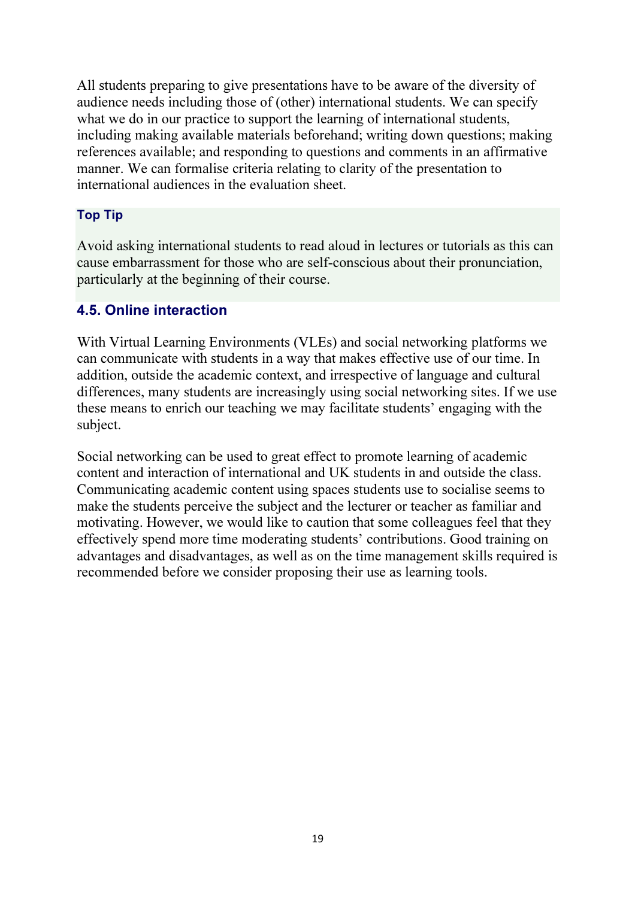All students preparing to give presentations have to be aware of the diversity of audience needs including those of (other) international students. We can specify what we do in our practice to support the learning of international students, including making available materials beforehand; writing down questions; making references available; and responding to questions and comments in an affirmative manner. We can formalise criteria relating to clarity of the presentation to international audiences in the evaluation sheet.

**Top Tip**

Avoid asking international students to read aloud in lectures or tutorials as this can cause embarrassment for those who are self-conscious about their pronunciation, particularly at the beginning of their course.

## 4.5. Online interaction

With Virtual Learning Environments (VLEs) and social networking platforms we can communicate with students in a way that makes effective use of our time. In addition, outside the academic context, and irrespective of language and cultural differences, many students are increasingly using social networking sites. If we use these means to enrich our teaching we may facilitate students' engaging with the subject.

Social networking can be used to great effect to promote learning of academic content and interaction of international and UK students in and outside the class. Communicating academic content using spaces students use to socialise seems to make the students perceive the subject and the lecturer or teacher as familiar and motivating. However, we would like to caution that some colleagues feel that they effectively spend more time moderating students' contributions. Good training on advantages and disadvantages, as well as on the time management skills required is recommended before we consider proposing their use as learning tools.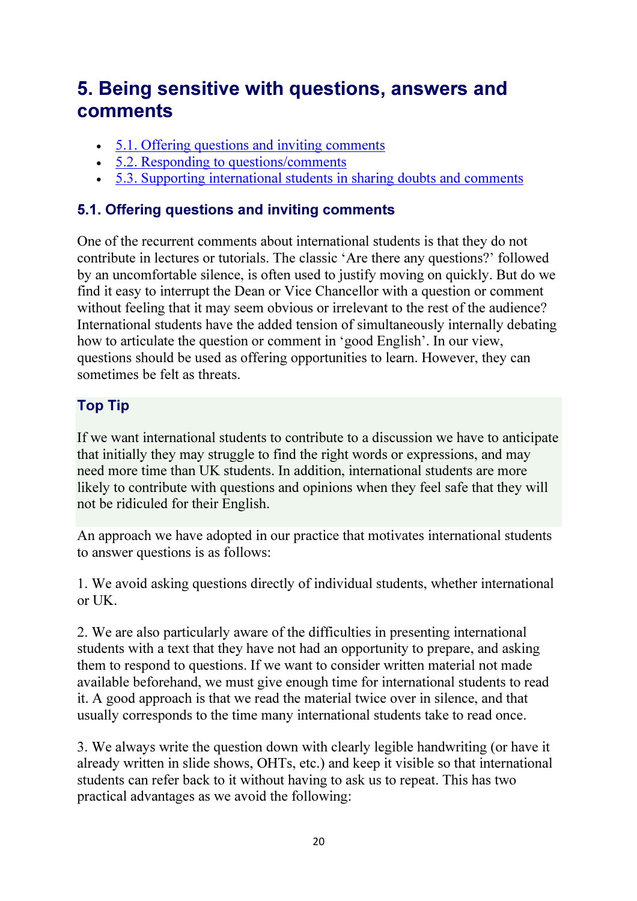# 5. Being sensitive with questions, answers and comments

- [5.1. Offering questions and inviting comments](#)
- [5.2. Responding to questions/comments](#)
- [5.3. Supporting international students in sharing doubts and comments](#)

## 5.1. Offering questions and inviting comments

One of the recurrent comments about international students is that they do not contribute in lectures or tutorials. The classic 'Are there any questions?' followed by an uncomfortable silence, is often used to justify moving on quickly. But do we find it easy to interrupt the Dean or Vice Chancellor with a question or comment without feeling that it may seem obvious or irrelevant to the rest of the audience? International students have the added tension of simultaneously internally debating how to articulate the question or comment in 'good English'. In our view, questions should be used as offering opportunities to learn. However, they can sometimes be felt as threats.

### Top Tip

If we want international students to contribute to a discussion we have to anticipate that initially they may struggle to find the right words or expressions, and may need more time than UK students. In addition, international students are more likely to contribute with questions and opinions when they feel safe that they will not be ridiculed for their English.

An approach we have adopted in our practice that motivates international students to answer questions is as follows:

1. We avoid asking questions directly of individual students, whether international or UK.

2. We are also particularly aware of the difficulties in presenting international students with a text that they have not had an opportunity to prepare, and asking them to respond to questions. If we want to consider written material not made available beforehand, we must give enough time for international students to read it. A good approach is that we read the material twice over in silence, and that usually corresponds to the time many international students take to read once.

3. We always write the question down with clearly legible handwriting (or have it already written in slide shows, OHTs, etc.) and keep it visible so that international students can refer back to it without having to ask us to repeat. This has two practical advantages as we avoid the following: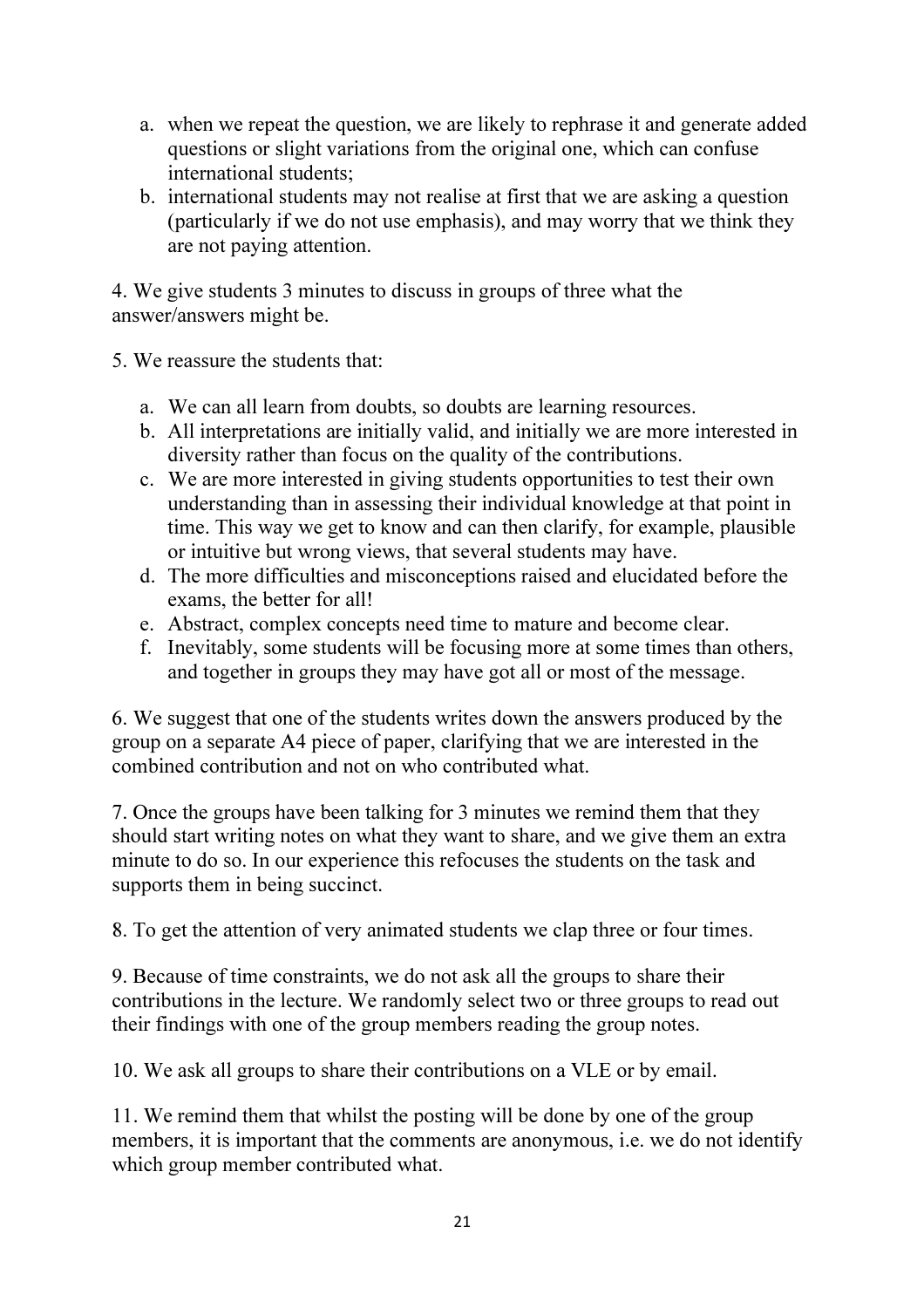a. when we repeat the question, we are likely to rephrase it and generate added questions or slight variations from the original one, which can confuse international students;
b. international students may not realise at first that we are asking a question (particularly if we do not use emphasis), and may worry that we think they are not paying attention.

4. We give students 3 minutes to discuss in groups of three what the answer/answers might be.

5. We reassure the students that:

a. We can all learn from doubts, so doubts are learning resources.
b. All interpretations are initially valid, and initially we are more interested in diversity rather than focus on the quality of the contributions.
c. We are more interested in giving students opportunities to test their own understanding than in assessing their individual knowledge at that point in time. This way we get to know and can then clarify, for example, plausible or intuitive but wrong views, that several students may have.
d. The more difficulties and misconceptions raised and elucidated before the exams, the better for all!
e. Abstract, complex concepts need time to mature and become clear.
f. Inevitably, some students will be focusing more at some times than others, and together in groups they may have got all or most of the message.

6. We suggest that one of the students writes down the answers produced by the group on a separate A4 piece of paper, clarifying that we are interested in the combined contribution and not on who contributed what.

7. Once the groups have been talking for 3 minutes we remind them that they should start writing notes on what they want to share, and we give them an extra minute to do so. In our experience this refocuses the students on the task and supports them in being succinct.

8. To get the attention of very animated students we clap three or four times.

9. Because of time constraints, we do not ask all the groups to share their contributions in the lecture. We randomly select two or three groups to read out their findings with one of the group members reading the group notes.

10. We ask all groups to share their contributions on a VLE or by email.

11. We remind them that whilst the posting will be done by one of the group members, it is important that the comments are anonymous, i.e. we do not identify which group member contributed what.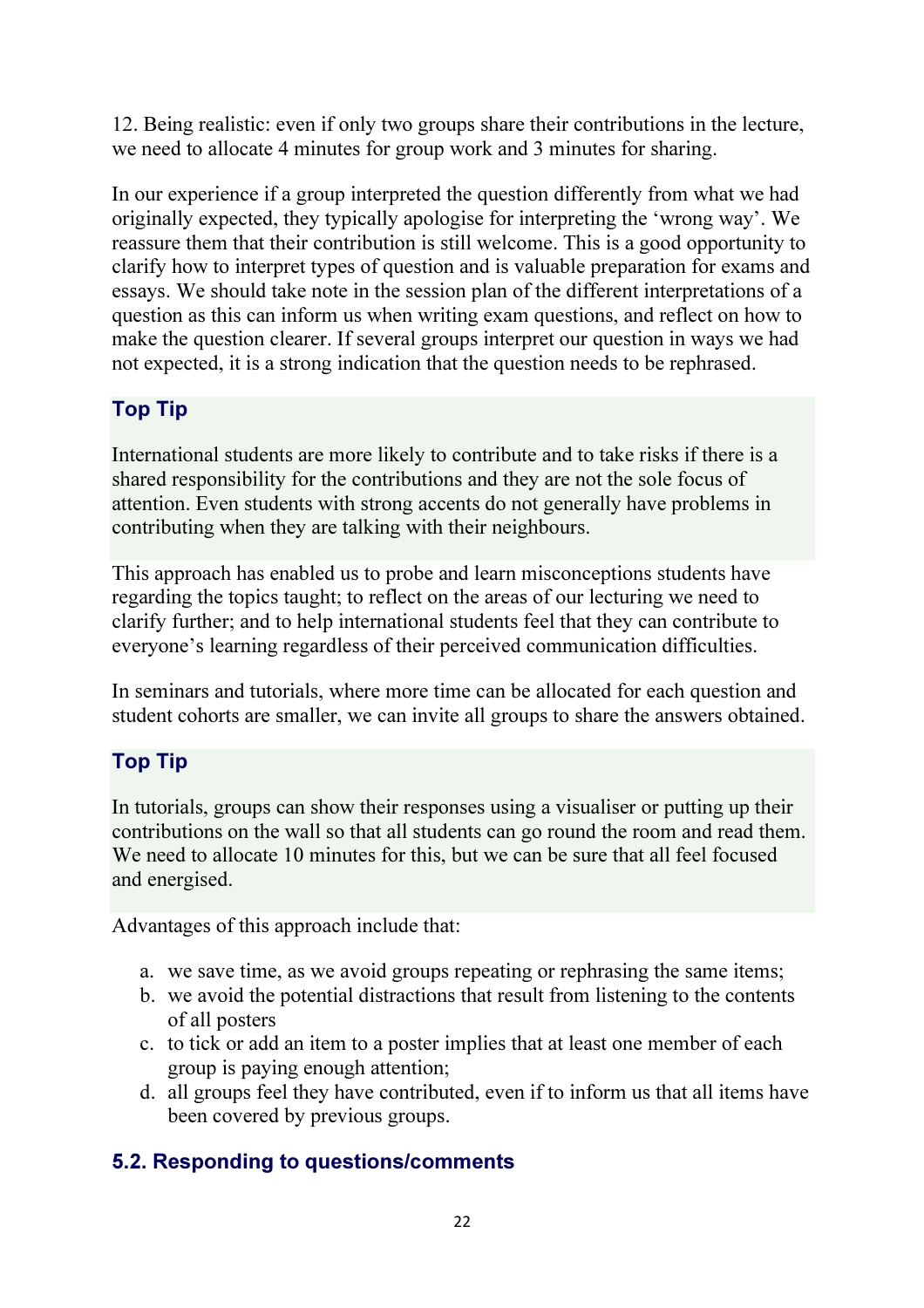12. Being realistic: even if only two groups share their contributions in the lecture, we need to allocate 4 minutes for group work and 3 minutes for sharing.

In our experience if a group interpreted the question differently from what we had originally expected, they typically apologise for interpreting the 'wrong way'. We reassure them that their contribution is still welcome. This is a good opportunity to clarify how to interpret types of question and is valuable preparation for exams and essays. We should take note in the session plan of the different interpretations of a question as this can inform us when writing exam questions, and reflect on how to make the question clearer. If several groups interpret our question in ways we had not expected, it is a strong indication that the question needs to be rephrased.

### Top Tip

International students are more likely to contribute and to take risks if there is a shared responsibility for the contributions and they are not the sole focus of attention. Even students with strong accents do not generally have problems in contributing when they are talking with their neighbours.

This approach has enabled us to probe and learn misconceptions students have regarding the topics taught; to reflect on the areas of our lecturing we need to clarify further; and to help international students feel that they can contribute to everyone's learning regardless of their perceived communication difficulties.

In seminars and tutorials, where more time can be allocated for each question and student cohorts are smaller, we can invite all groups to share the answers obtained.

### Top Tip

In tutorials, groups can show their responses using a visualiser or putting up their contributions on the wall so that all students can go round the room and read them. We need to allocate 10 minutes for this, but we can be sure that all feel focused and energised.

Advantages of this approach include that:

a. we save time, as we avoid groups repeating or rephrasing the same items;
b. we avoid the potential distractions that result from listening to the contents of all posters
c. to tick or add an item to a poster implies that at least one member of each group is paying enough attention;
d. all groups feel they have contributed, even if to inform us that all items have been covered by previous groups.

## 5.2. Responding to questions/comments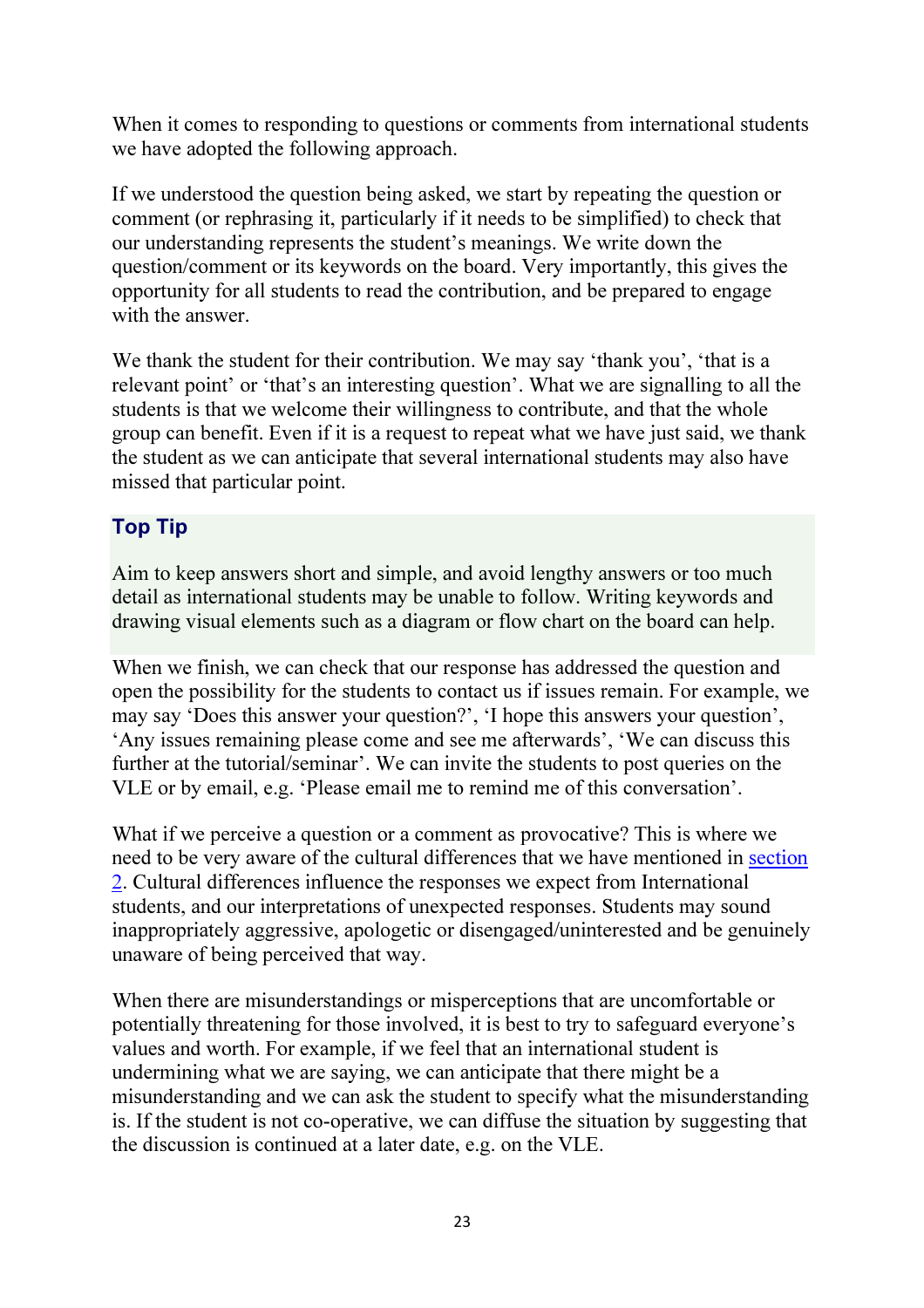When it comes to responding to questions or comments from international students we have adopted the following approach.

If we understood the question being asked, we start by repeating the question or comment (or rephrasing it, particularly if it needs to be simplified) to check that our understanding represents the student's meanings. We write down the question/comment or its keywords on the board. Very importantly, this gives the opportunity for all students to read the contribution, and be prepared to engage with the answer.

We thank the student for their contribution. We may say 'thank you', 'that is a relevant point' or 'that's an interesting question'. What we are signalling to all the students is that we welcome their willingness to contribute, and that the whole group can benefit. Even if it is a request to repeat what we have just said, we thank the student as we can anticipate that several international students may also have missed that particular point.

### Top Tip

Aim to keep answers short and simple, and avoid lengthy answers or too much detail as international students may be unable to follow. Writing keywords and drawing visual elements such as a diagram or flow chart on the board can help.

When we finish, we can check that our response has addressed the question and open the possibility for the students to contact us if issues remain. For example, we may say 'Does this answer your question?', 'I hope this answers your question', 'Any issues remaining please come and see me afterwards', 'We can discuss this further at the tutorial/seminar'. We can invite the students to post queries on the VLE or by email, e.g. 'Please email me to remind me of this conversation'.

What if we perceive a question or a comment as provocative? This is where we need to be very aware of the cultural differences that we have mentioned in section 2. Cultural differences influence the responses we expect from International students, and our interpretations of unexpected responses. Students may sound inappropriately aggressive, apologetic or disengaged/uninterested and be genuinely unaware of being perceived that way.

When there are misunderstandings or misperceptions that are uncomfortable or potentially threatening for those involved, it is best to try to safeguard everyone's values and worth. For example, if we feel that an international student is undermining what we are saying, we can anticipate that there might be a misunderstanding and we can ask the student to specify what the misunderstanding is. If the student is not co-operative, we can diffuse the situation by suggesting that the discussion is continued at a later date, e.g. on the VLE.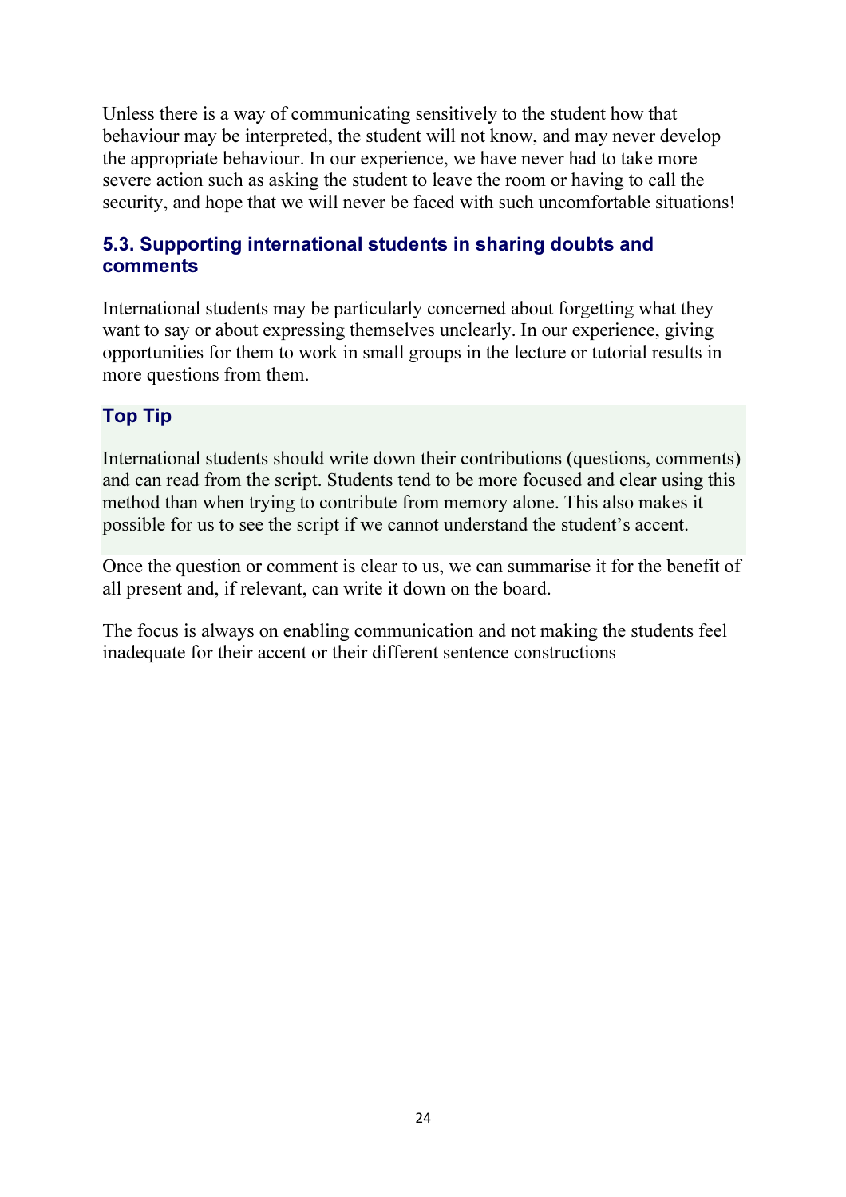Unless there is a way of communicating sensitively to the student how that behaviour may be interpreted, the student will not know, and may never develop the appropriate behaviour. In our experience, we have never had to take more severe action such as asking the student to leave the room or having to call the security, and hope that we will never be faced with such uncomfortable situations!

### 5.3. Supporting international students in sharing doubts and comments

International students may be particularly concerned about forgetting what they want to say or about expressing themselves unclearly. In our experience, giving opportunities for them to work in small groups in the lecture or tutorial results in more questions from them.

#### Top Tip

International students should write down their contributions (questions, comments) and can read from the script. Students tend to be more focused and clear using this method than when trying to contribute from memory alone. This also makes it possible for us to see the script if we cannot understand the student's accent.

Once the question or comment is clear to us, we can summarise it for the benefit of all present and, if relevant, can write it down on the board.

The focus is always on enabling communication and not making the students feel inadequate for their accent or their different sentence constructions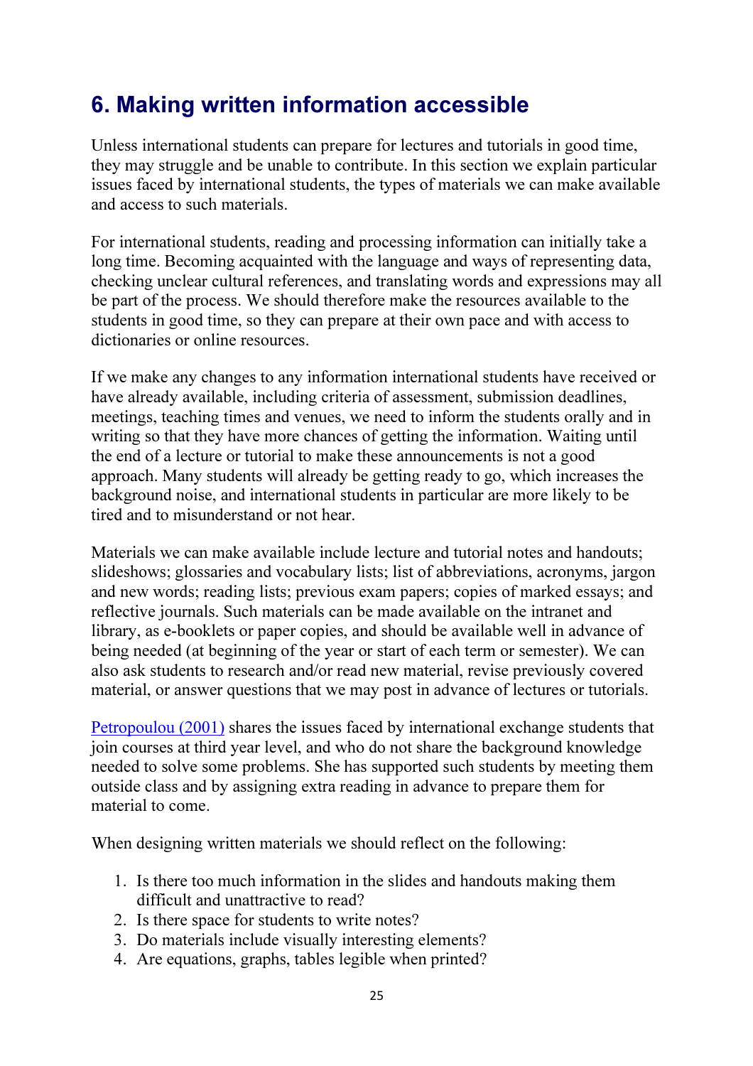## 6. Making written information accessible

Unless international students can prepare for lectures and tutorials in good time, they may struggle and be unable to contribute. In this section we explain particular issues faced by international students, the types of materials we can make available and access to such materials.

For international students, reading and processing information can initially take a long time. Becoming acquainted with the language and ways of representing data, checking unclear cultural references, and translating words and expressions may all be part of the process. We should therefore make the resources available to the students in good time, so they can prepare at their own pace and with access to dictionaries or online resources.

If we make any changes to any information international students have received or have already available, including criteria of assessment, submission deadlines, meetings, teaching times and venues, we need to inform the students orally and in writing so that they have more chances of getting the information. Waiting until the end of a lecture or tutorial to make these announcements is not a good approach. Many students will already be getting ready to go, which increases the background noise, and international students in particular are more likely to be tired and to misunderstand or not hear.

Materials we can make available include lecture and tutorial notes and handouts; slideshows; glossaries and vocabulary lists; list of abbreviations, acronyms, jargon and new words; reading lists; previous exam papers; copies of marked essays; and reflective journals. Such materials can be made available on the intranet and library, as e-booklets or paper copies, and should be available well in advance of being needed (at beginning of the year or start of each term or semester). We can also ask students to research and/or read new material, revise previously covered material, or answer questions that we may post in advance of lectures or tutorials.

Petropoulou (2001) shares the issues faced by international exchange students that join courses at third year level, and who do not share the background knowledge needed to solve some problems. She has supported such students by meeting them outside class and by assigning extra reading in advance to prepare them for material to come.

When designing written materials we should reflect on the following:

1. Is there too much information in the slides and handouts making them difficult and unattractive to read?
2. Is there space for students to write notes?
3. Do materials include visually interesting elements?
4. Are equations, graphs, tables legible when printed?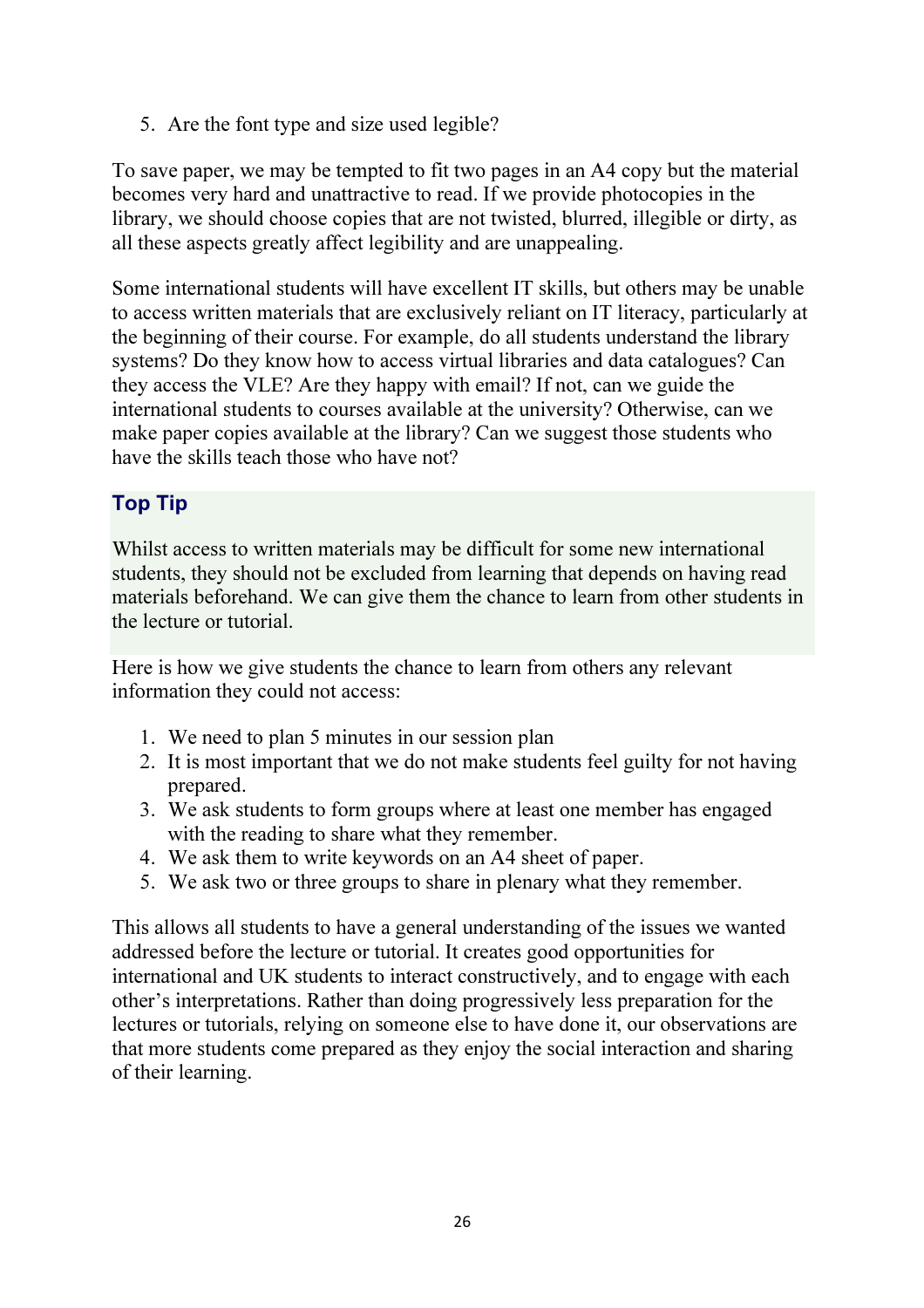5. Are the font type and size used legible?

To save paper, we may be tempted to fit two pages in an A4 copy but the material becomes very hard and unattractive to read. If we provide photocopies in the library, we should choose copies that are not twisted, blurred, illegible or dirty, as all these aspects greatly affect legibility and are unappealing.

Some international students will have excellent IT skills, but others may be unable to access written materials that are exclusively reliant on IT literacy, particularly at the beginning of their course. For example, do all students understand the library systems? Do they know how to access virtual libraries and data catalogues? Can they access the VLE? Are they happy with email? If not, can we guide the international students to courses available at the university? Otherwise, can we make paper copies available at the library? Can we suggest those students who have the skills teach those who have not?

### Top Tip

Whilst access to written materials may be difficult for some new international students, they should not be excluded from learning that depends on having read materials beforehand. We can give them the chance to learn from other students in the lecture or tutorial.

Here is how we give students the chance to learn from others any relevant information they could not access:

1. We need to plan 5 minutes in our session plan
2. It is most important that we do not make students feel guilty for not having prepared.
3. We ask students to form groups where at least one member has engaged with the reading to share what they remember.
4. We ask them to write keywords on an A4 sheet of paper.
5. We ask two or three groups to share in plenary what they remember.

This allows all students to have a general understanding of the issues we wanted addressed before the lecture or tutorial. It creates good opportunities for international and UK students to interact constructively, and to engage with each other's interpretations. Rather than doing progressively less preparation for the lectures or tutorials, relying on someone else to have done it, our observations are that more students come prepared as they enjoy the social interaction and sharing of their learning.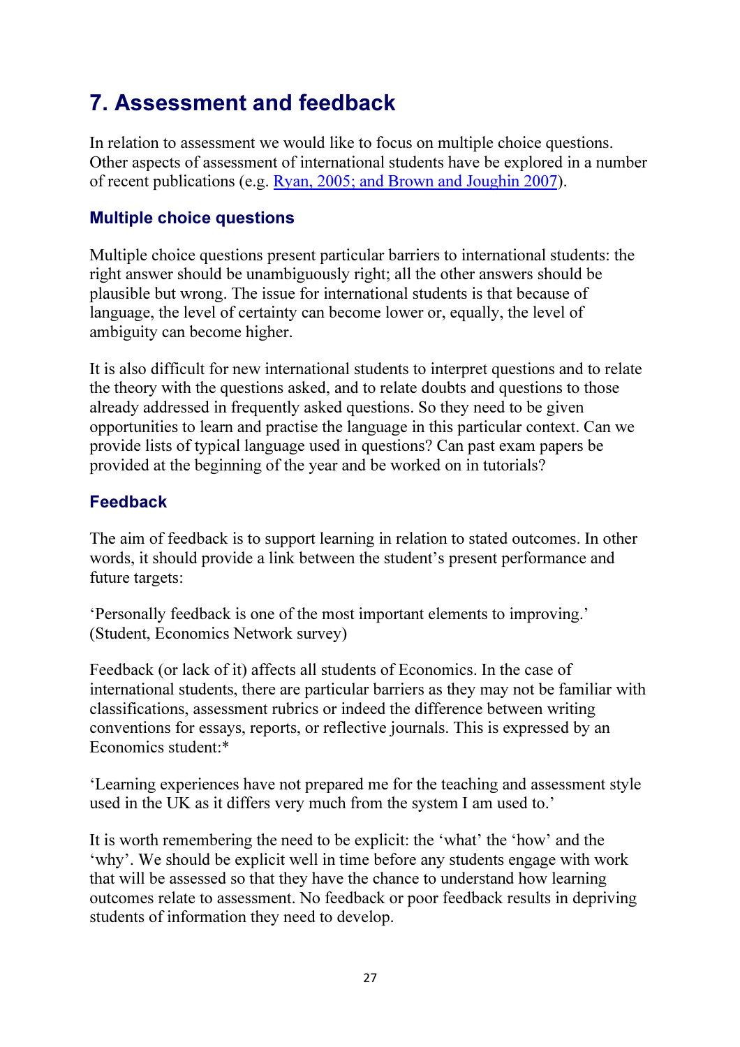## 7. Assessment and feedback

In relation to assessment we would like to focus on multiple choice questions. Other aspects of assessment of international students have be explored in a number of recent publications (e.g. Ryan, 2005; and Brown and Joughin 2007).

### Multiple choice questions

Multiple choice questions present particular barriers to international students: the right answer should be unambiguously right; all the other answers should be plausible but wrong. The issue for international students is that because of language, the level of certainty can become lower or, equally, the level of ambiguity can become higher.

It is also difficult for new international students to interpret questions and to relate the theory with the questions asked, and to relate doubts and questions to those already addressed in frequently asked questions. So they need to be given opportunities to learn and practise the language in this particular context. Can we provide lists of typical language used in questions? Can past exam papers be provided at the beginning of the year and be worked on in tutorials?

### Feedback

The aim of feedback is to support learning in relation to stated outcomes. In other words, it should provide a link between the student's present performance and future targets:

'Personally feedback is one of the most important elements to improving.' (Student, Economics Network survey)

Feedback (or lack of it) affects all students of Economics. In the case of international students, there are particular barriers as they may not be familiar with classifications, assessment rubrics or indeed the difference between writing conventions for essays, reports, or reflective journals. This is expressed by an Economics student:*

'Learning experiences have not prepared me for the teaching and assessment style used in the UK as it differs very much from the system I am used to.'

It is worth remembering the need to be explicit: the 'what' the 'how' and the 'why'. We should be explicit well in time before any students engage with work that will be assessed so that they have the chance to understand how learning outcomes relate to assessment. No feedback or poor feedback results in depriving students of information they need to develop.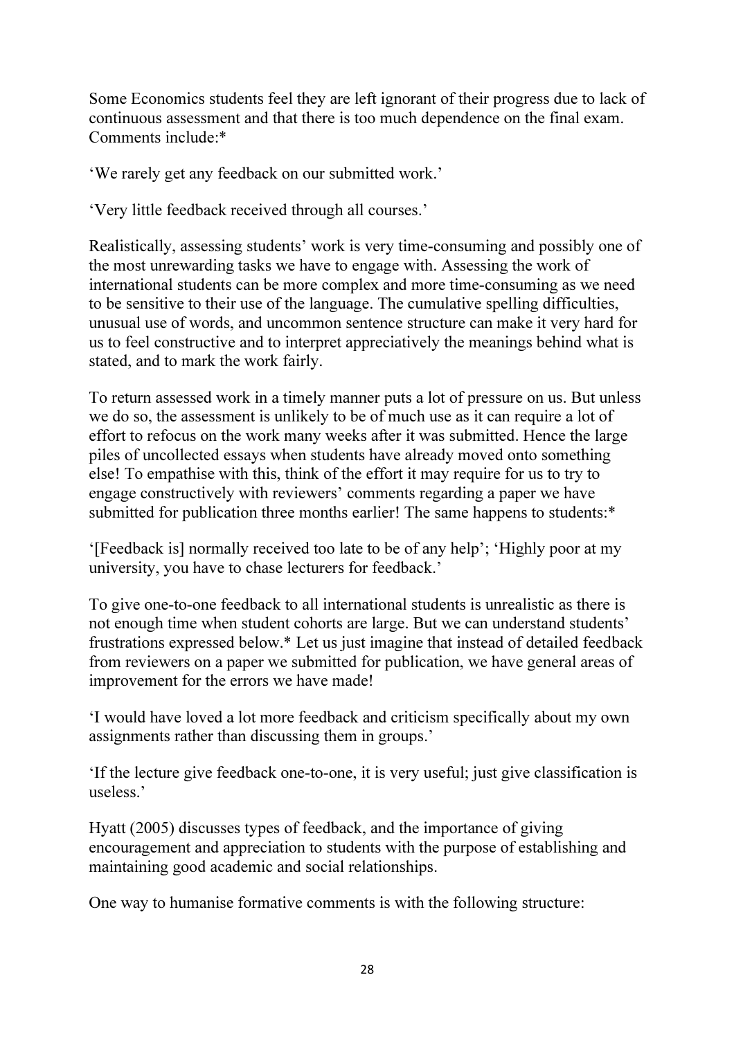Some Economics students feel they are left ignorant of their progress due to lack of continuous assessment and that there is too much dependence on the final exam. Comments include:*

'We rarely get any feedback on our submitted work.'

'Very little feedback received through all courses.'

Realistically, assessing students' work is very time-consuming and possibly one of the most unrewarding tasks we have to engage with. Assessing the work of international students can be more complex and more time-consuming as we need to be sensitive to their use of the language. The cumulative spelling difficulties, unusual use of words, and uncommon sentence structure can make it very hard for us to feel constructive and to interpret appreciatively the meanings behind what is stated, and to mark the work fairly.

To return assessed work in a timely manner puts a lot of pressure on us. But unless we do so, the assessment is unlikely to be of much use as it can require a lot of effort to refocus on the work many weeks after it was submitted. Hence the large piles of uncollected essays when students have already moved onto something else! To empathise with this, think of the effort it may require for us to try to engage constructively with reviewers' comments regarding a paper we have submitted for publication three months earlier! The same happens to students:*

'[Feedback is] normally received too late to be of any help'; 'Highly poor at my university, you have to chase lecturers for feedback.'

To give one-to-one feedback to all international students is unrealistic as there is not enough time when student cohorts are large. But we can understand students' frustrations expressed below.* Let us just imagine that instead of detailed feedback from reviewers on a paper we submitted for publication, we have general areas of improvement for the errors we have made!

'I would have loved a lot more feedback and criticism specifically about my own assignments rather than discussing them in groups.'

'If the lecture give feedback one-to-one, it is very useful; just give classification is useless.'

Hyatt (2005) discusses types of feedback, and the importance of giving encouragement and appreciation to students with the purpose of establishing and maintaining good academic and social relationships.

One way to humanise formative comments is with the following structure: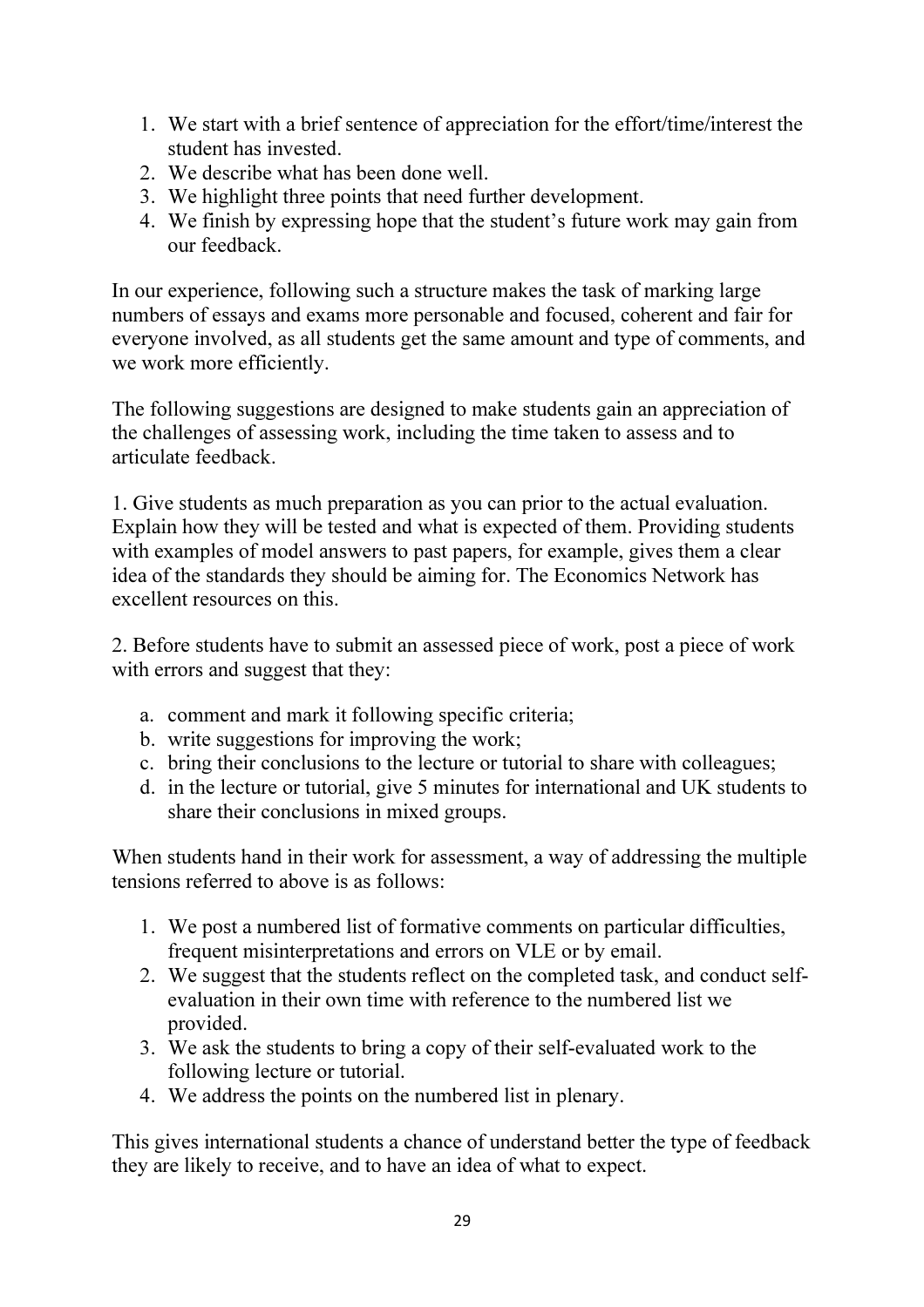1. We start with a brief sentence of appreciation for the effort/time/interest the student has invested.
2. We describe what has been done well.
3. We highlight three points that need further development.
4. We finish by expressing hope that the student's future work may gain from our feedback.

In our experience, following such a structure makes the task of marking large numbers of essays and exams more personable and focused, coherent and fair for everyone involved, as all students get the same amount and type of comments, and we work more efficiently.

The following suggestions are designed to make students gain an appreciation of the challenges of assessing work, including the time taken to assess and to articulate feedback.

1. Give students as much preparation as you can prior to the actual evaluation. Explain how they will be tested and what is expected of them. Providing students with examples of model answers to past papers, for example, gives them a clear idea of the standards they should be aiming for. The Economics Network has excellent resources on this.

2. Before students have to submit an assessed piece of work, post a piece of work with errors and suggest that they:

   a. comment and mark it following specific criteria;
   b. write suggestions for improving the work;
   c. bring their conclusions to the lecture or tutorial to share with colleagues;
   d. in the lecture or tutorial, give 5 minutes for international and UK students to share their conclusions in mixed groups.

When students hand in their work for assessment, a way of addressing the multiple tensions referred to above is as follows:

1. We post a numbered list of formative comments on particular difficulties, frequent misinterpretations and errors on VLE or by email.
2. We suggest that the students reflect on the completed task, and conduct self-evaluation in their own time with reference to the numbered list we provided.
3. We ask the students to bring a copy of their self-evaluated work to the following lecture or tutorial.
4. We address the points on the numbered list in plenary.

This gives international students a chance of understand better the type of feedback they are likely to receive, and to have an idea of what to expect.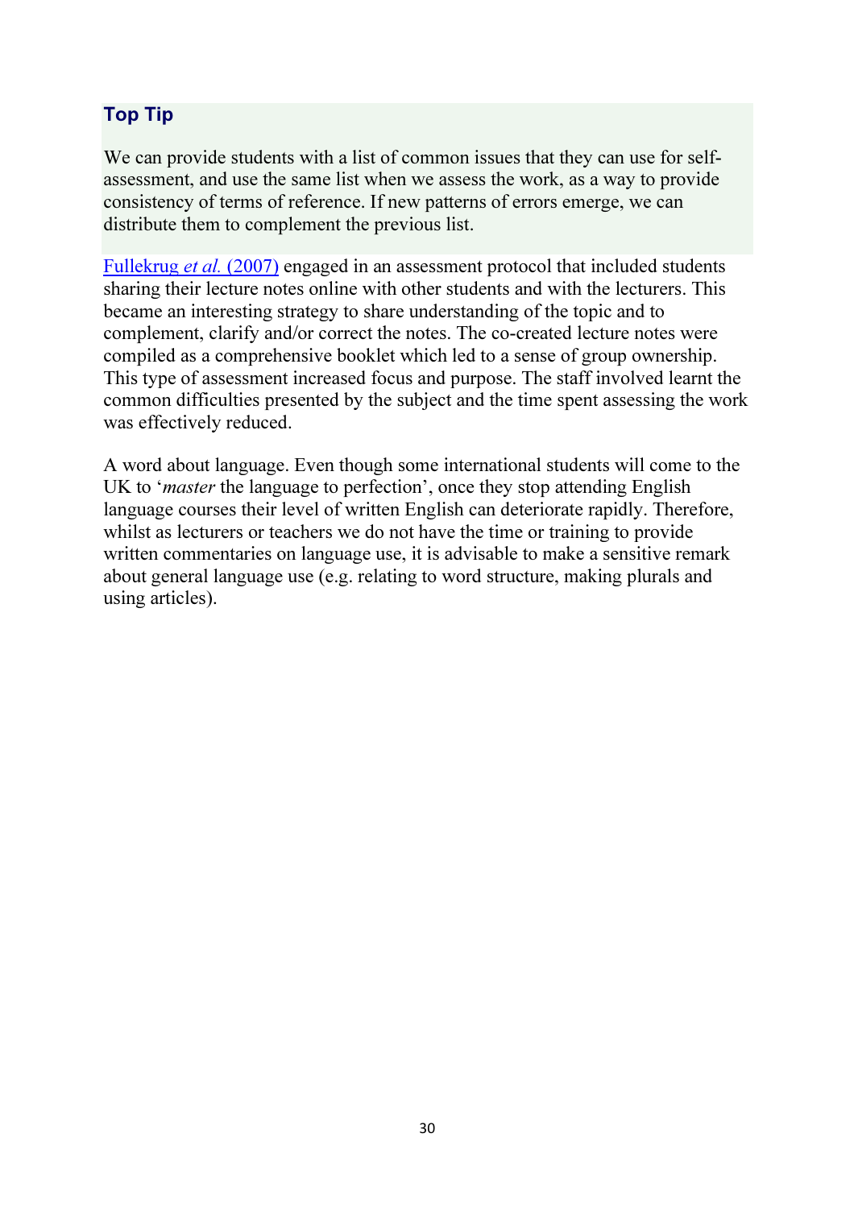### Top Tip

We can provide students with a list of common issues that they can use for self-assessment, and use the same list when we assess the work, as a way to provide consistency of terms of reference. If new patterns of errors emerge, we can distribute them to complement the previous list.

Fullekrug *et al.* (2007) engaged in an assessment protocol that included students sharing their lecture notes online with other students and with the lecturers. This became an interesting strategy to share understanding of the topic and to complement, clarify and/or correct the notes. The co-created lecture notes were compiled as a comprehensive booklet which led to a sense of group ownership. This type of assessment increased focus and purpose. The staff involved learnt the common difficulties presented by the subject and the time spent assessing the work was effectively reduced.

A word about language. Even though some international students will come to the UK to '*master* the language to perfection', once they stop attending English language courses their level of written English can deteriorate rapidly. Therefore, whilst as lecturers or teachers we do not have the time or training to provide written commentaries on language use, it is advisable to make a sensitive remark about general language use (e.g. relating to word structure, making plurals and using articles).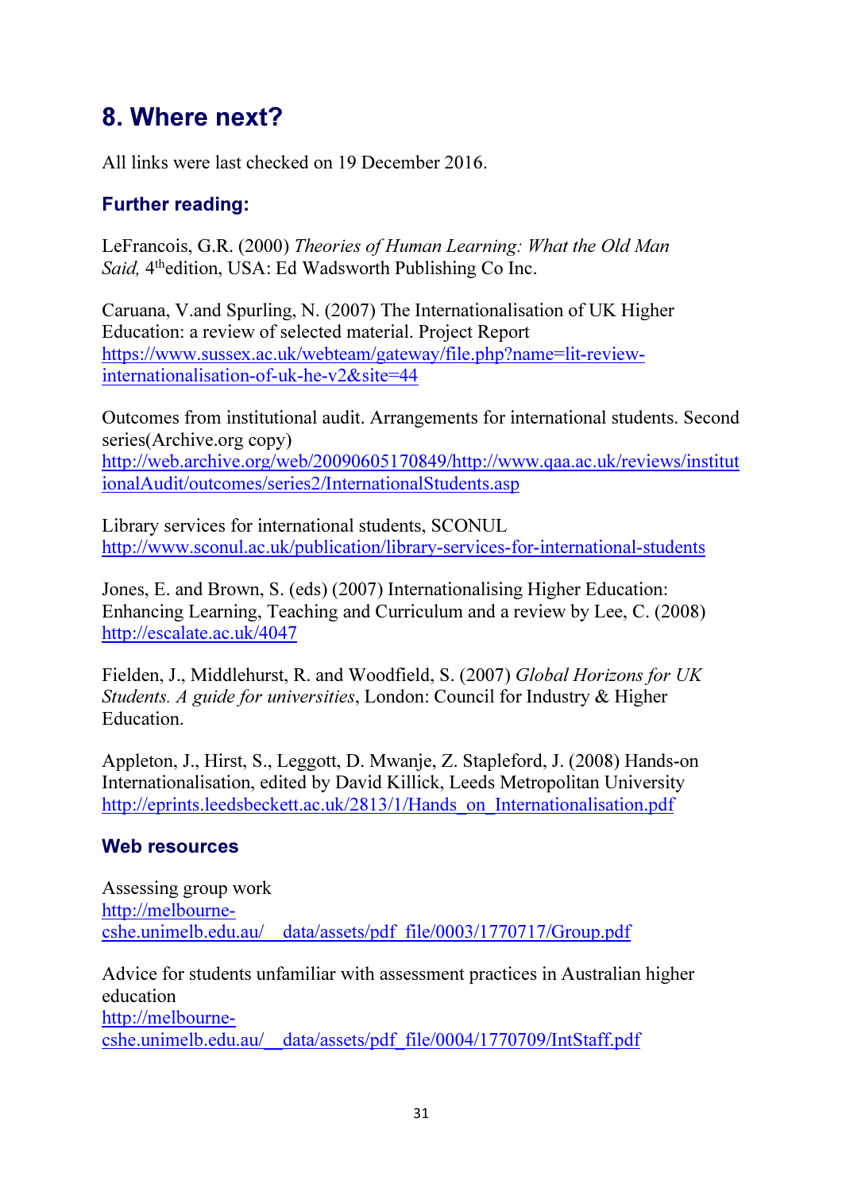# 8. Where next?

All links were last checked on 19 December 2016.

## Further reading:

LeFrancois, G.R. (2000) *Theories of Human Learning: What the Old Man Said,* 4[th]edition, USA: Ed Wadsworth Publishing Co Inc.

Caruana, V.and Spurling, N. (2007) The Internationalisation of UK Higher Education: a review of selected material. Project Report
https://www.sussex.ac.uk/webteam/gateway/file.php?name=lit-review-internationalisation-of-uk-he-v2&site=44

Outcomes from institutional audit. Arrangements for international students. Second series(Archive.org copy)
http://web.archive.org/web/20090605170849/http://www.qaa.ac.uk/reviews/institutionalAudit/outcomes/series2/InternationalStudents.asp

Library services for international students, SCONUL
http://www.sconul.ac.uk/publication/library-services-for-international-students

Jones, E. and Brown, S. (eds) (2007) Internationalising Higher Education: Enhancing Learning, Teaching and Curriculum and a review by Lee, C. (2008)
http://escalate.ac.uk/4047

Fielden, J., Middlehurst, R. and Woodfield, S. (2007) *Global Horizons for UK Students. A guide for universities*, London: Council for Industry & Higher Education.

Appleton, J., Hirst, S., Leggott, D. Mwanje, Z. Stapleford, J. (2008) Hands-on Internationalisation, edited by David Killick, Leeds Metropolitan University
http://eprints.leedsbeckett.ac.uk/2813/1/Hands_on_Internationalisation.pdf

## Web resources

Assessing group work
http://melbourne-cshe.unimelb.edu.au/__data/assets/pdf_file/0003/1770717/Group.pdf

Advice for students unfamiliar with assessment practices in Australian higher education
http://melbourne-cshe.unimelb.edu.au/__data/assets/pdf_file/0004/1770709/IntStaff.pdf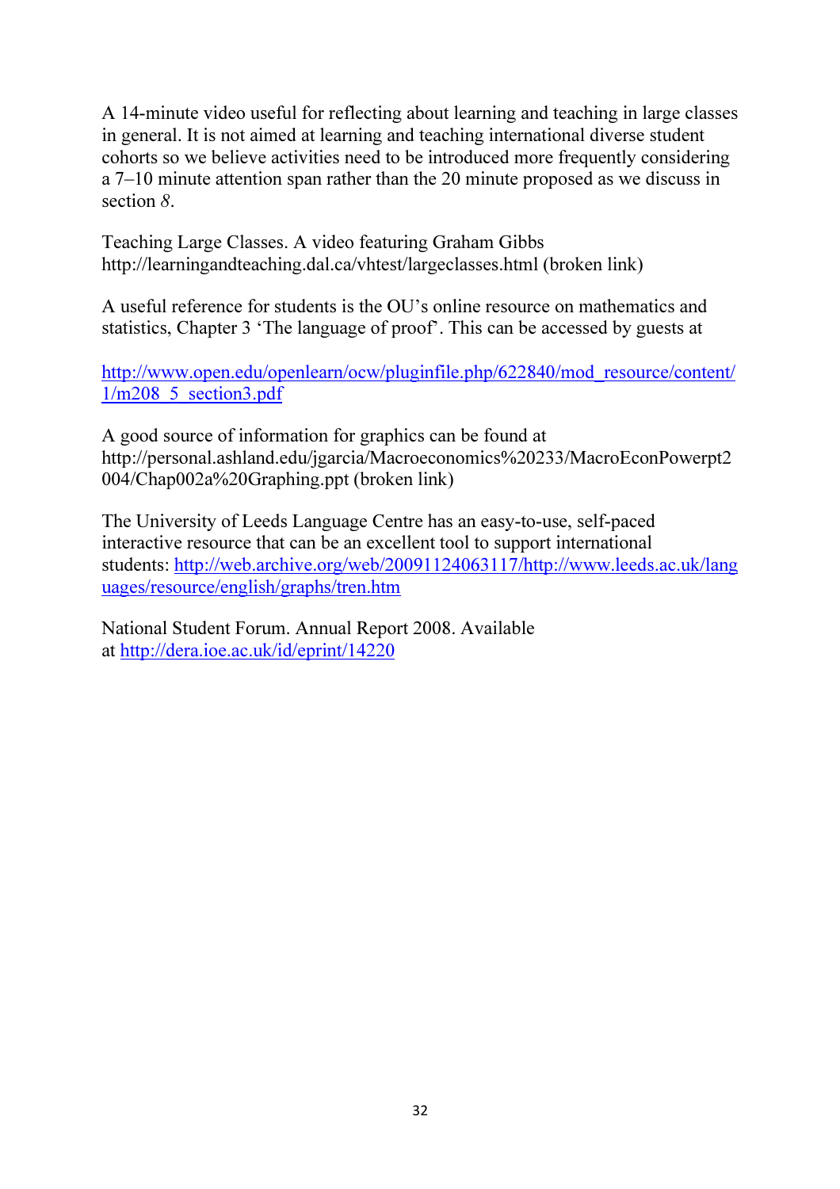A 14-minute video useful for reflecting about learning and teaching in large classes in general. It is not aimed at learning and teaching international diverse student cohorts so we believe activities need to be introduced more frequently considering a 7–10 minute attention span rather than the 20 minute proposed as we discuss in section *8*.

Teaching Large Classes. A video featuring Graham Gibbs http://learningandteaching.dal.ca/vhtest/largeclasses.html (broken link)

A useful reference for students is the OU's online resource on mathematics and statistics, Chapter 3 'The language of proof'. This can be accessed by guests at

[http://www.open.edu/openlearn/ocw/pluginfile.php/622840/mod_resource/content/1/m208_5_section3.pdf](http://www.open.edu/openlearn/ocw/pluginfile.php/622840/mod_resource/content/1/m208_5_section3.pdf)

A good source of information for graphics can be found at http://personal.ashland.edu/jgarcia/Macroeconomics%20233/MacroEconPowerpt2004/Chap002a%20Graphing.ppt (broken link)

The University of Leeds Language Centre has an easy-to-use, self-paced interactive resource that can be an excellent tool to support international students: [http://web.archive.org/web/20091124063117/http://www.leeds.ac.uk/languages/resource/english/graphs/tren.htm](http://web.archive.org/web/20091124063117/http://www.leeds.ac.uk/languages/resource/english/graphs/tren.htm)

National Student Forum. Annual Report 2008. Available at [http://dera.ioe.ac.uk/id/eprint/14220](http://dera.ioe.ac.uk/id/eprint/14220)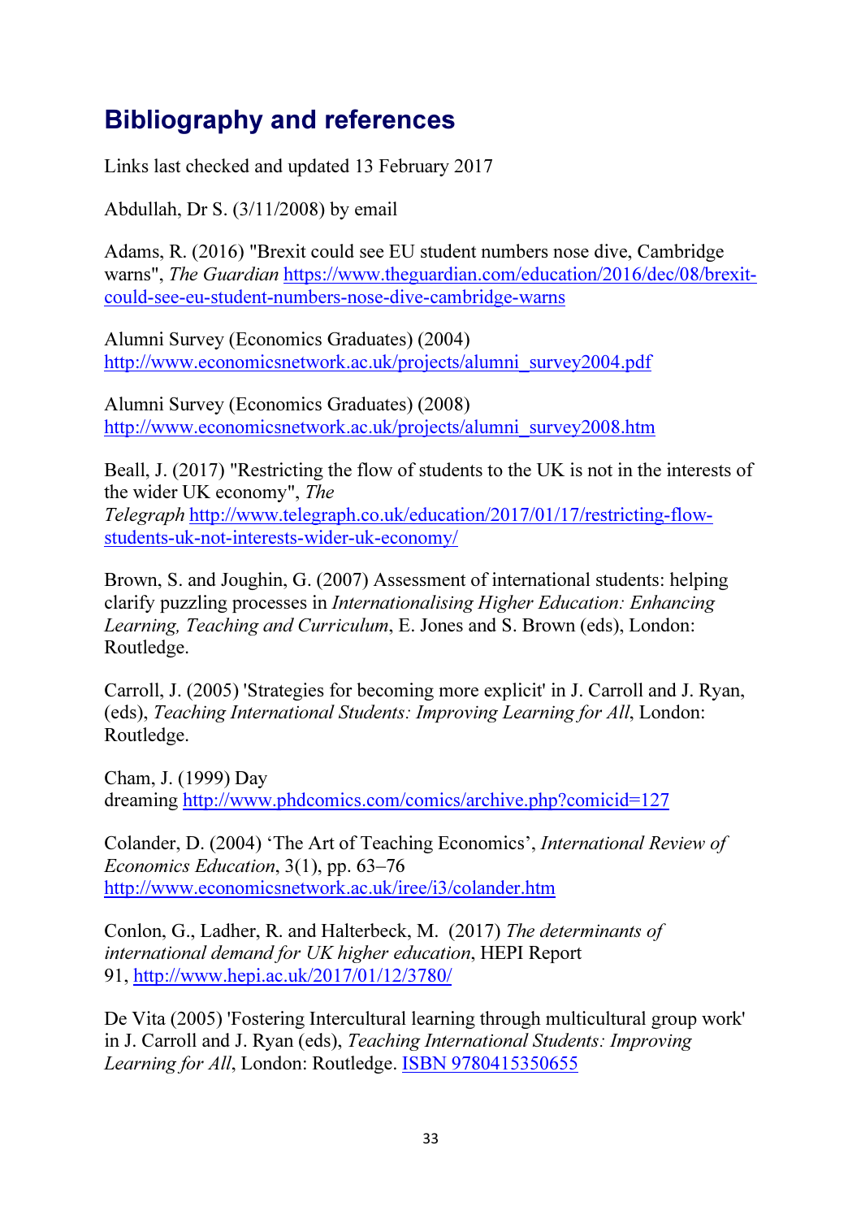## Bibliography and references

Links last checked and updated 13 February 2017

Abdullah, Dr S. (3/11/2008) by email

Adams, R. (2016) "Brexit could see EU student numbers nose dive, Cambridge warns", *The Guardian* https://www.theguardian.com/education/2016/dec/08/brexit-could-see-eu-student-numbers-nose-dive-cambridge-warns

Alumni Survey (Economics Graduates) (2004) http://www.economicsnetwork.ac.uk/projects/alumni_survey2004.pdf

Alumni Survey (Economics Graduates) (2008) http://www.economicsnetwork.ac.uk/projects/alumni_survey2008.htm

Beall, J. (2017) "Restricting the flow of students to the UK is not in the interests of the wider UK economy", *The Telegraph* http://www.telegraph.co.uk/education/2017/01/17/restricting-flow-students-uk-not-interests-wider-uk-economy/

Brown, S. and Joughin, G. (2007) Assessment of international students: helping clarify puzzling processes in *Internationalising Higher Education: Enhancing Learning, Teaching and Curriculum*, E. Jones and S. Brown (eds), London: Routledge.

Carroll, J. (2005) 'Strategies for becoming more explicit' in J. Carroll and J. Ryan, (eds), *Teaching International Students: Improving Learning for All*, London: Routledge.

Cham, J. (1999) Day dreaming http://www.phdcomics.com/comics/archive.php?comicid=127

Colander, D. (2004) 'The Art of Teaching Economics', *International Review of Economics Education*, 3(1), pp. 63–76 http://www.economicsnetwork.ac.uk/iree/i3/colander.htm

Conlon, G., Ladher, R. and Halterbeck, M. (2017) *The determinants of international demand for UK higher education*, HEPI Report 91, http://www.hepi.ac.uk/2017/01/12/3780/

De Vita (2005) 'Fostering Intercultural learning through multicultural group work' in J. Carroll and J. Ryan (eds), *Teaching International Students: Improving Learning for All*, London: Routledge. ISBN 9780415350655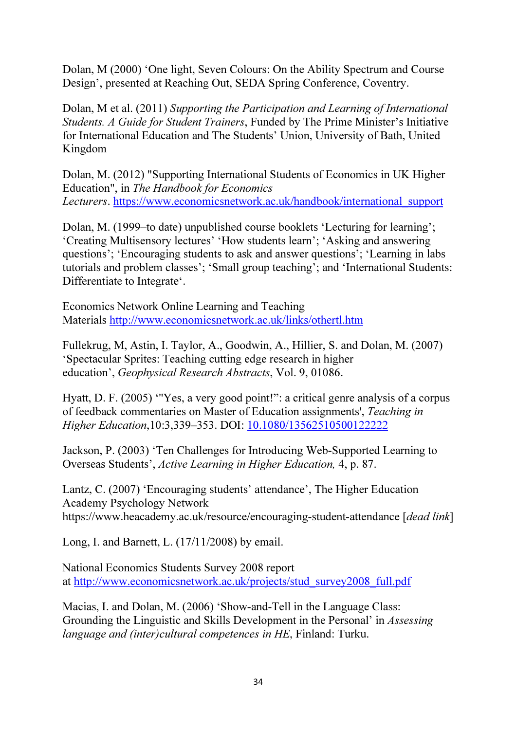Dolan, M (2000) 'One light, Seven Colours: On the Ability Spectrum and Course Design', presented at Reaching Out, SEDA Spring Conference, Coventry.

Dolan, M et al. (2011) *Supporting the Participation and Learning of International Students. A Guide for Student Trainers*, Funded by The Prime Minister's Initiative for International Education and The Students' Union, University of Bath, United Kingdom

Dolan, M. (2012) "Supporting International Students of Economics in UK Higher Education", in *The Handbook for Economics Lecturers*. https://www.economicsnetwork.ac.uk/handbook/international_support

Dolan, M. (1999–to date) unpublished course booklets 'Lecturing for learning'; 'Creating Multisensory lectures' 'How students learn'; 'Asking and answering questions'; 'Encouraging students to ask and answer questions'; 'Learning in labs tutorials and problem classes'; 'Small group teaching'; and 'International Students: Differentiate to Integrate'.

Economics Network Online Learning and Teaching Materials http://www.economicsnetwork.ac.uk/links/othertl.htm

Fullekrug, M, Astin, I. Taylor, A., Goodwin, A., Hillier, S. and Dolan, M. (2007) 'Spectacular Sprites: Teaching cutting edge research in higher education', *Geophysical Research Abstracts*, Vol. 9, 01086.

Hyatt, D. F. (2005) '"Yes, a very good point!": a critical genre analysis of a corpus of feedback commentaries on Master of Education assignments', *Teaching in Higher Education*,10:3,339–353. DOI: 10.1080/13562510500122222

Jackson, P. (2003) 'Ten Challenges for Introducing Web-Supported Learning to Overseas Students', *Active Learning in Higher Education,* 4, p. 87.

Lantz, C. (2007) 'Encouraging students' attendance', The Higher Education Academy Psychology Network https://www.heacademy.ac.uk/resource/encouraging-student-attendance [*dead link*]

Long, I. and Barnett, L. (17/11/2008) by email.

National Economics Students Survey 2008 report at http://www.economicsnetwork.ac.uk/projects/stud_survey2008_full.pdf

Macias, I. and Dolan, M. (2006) 'Show-and-Tell in the Language Class: Grounding the Linguistic and Skills Development in the Personal' in *Assessing language and (inter)cultural competences in HE*, Finland: Turku.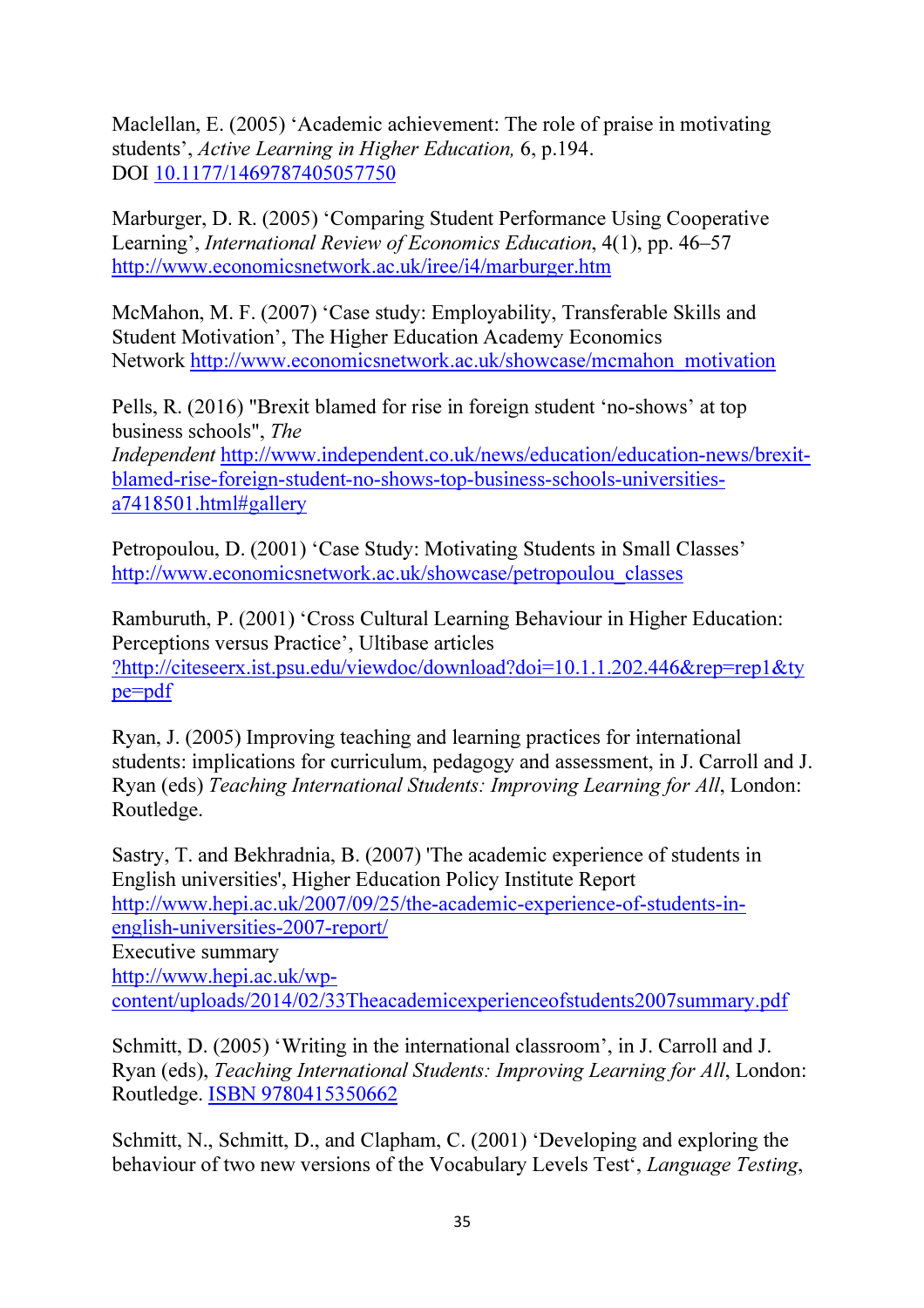Maclellan, E. (2005) ‘Academic achievement: The role of praise in motivating students’, *Active Learning in Higher Education,* 6, p.194.
DOI [10.1177/1469787405057750](10.1177/1469787405057750)

Marburger, D. R. (2005) ‘Comparing Student Performance Using Cooperative Learning’, *International Review of Economics Education*, 4(1), pp. 46–57
[http://www.economicsnetwork.ac.uk/iree/i4/marburger.htm](http://www.economicsnetwork.ac.uk/iree/i4/marburger.htm)

McMahon, M. F. (2007) ‘Case study: Employability, Transferable Skills and Student Motivation’, The Higher Education Academy Economics Network [http://www.economicsnetwork.ac.uk/showcase/mcmahon_motivation](http://www.economicsnetwork.ac.uk/showcase/mcmahon_motivation)

Pells, R. (2016) "Brexit blamed for rise in foreign student ‘no-shows’ at top business schools", *The Independent* [http://www.independent.co.uk/news/education/education-news/brexit-blamed-rise-foreign-student-no-shows-top-business-schools-universities-a7418501.html#gallery](http://www.independent.co.uk/news/education/education-news/brexit-blamed-rise-foreign-student-no-shows-top-business-schools-universities-a7418501.html#gallery)

Petropoulou, D. (2001) ‘Case Study: Motivating Students in Small Classes’
[http://www.economicsnetwork.ac.uk/showcase/petropoulou_classes](http://www.economicsnetwork.ac.uk/showcase/petropoulou_classes)

Ramburuth, P. (2001) ‘Cross Cultural Learning Behaviour in Higher Education: Perceptions versus Practice’, Ultibase articles
[?http://citeseerx.ist.psu.edu/viewdoc/download?doi=10.1.1.202.446&rep=rep1&type=pdf](http://citeseerx.ist.psu.edu/viewdoc/download?doi=10.1.1.202.446&rep=rep1&type=pdf)

Ryan, J. (2005) Improving teaching and learning practices for international students: implications for curriculum, pedagogy and assessment, in J. Carroll and J. Ryan (eds) *Teaching International Students: Improving Learning for All*, London: Routledge.

Sastry, T. and Bekhradnia, B. (2007) 'The academic experience of students in English universities', Higher Education Policy Institute Report
[http://www.hepi.ac.uk/2007/09/25/the-academic-experience-of-students-in-english-universities-2007-report/](http://www.hepi.ac.uk/2007/09/25/the-academic-experience-of-students-in-english-universities-2007-report/)
Executive summary
[http://www.hepi.ac.uk/wp-content/uploads/2014/02/33Theacademicexperienceofstudents2007summary.pdf](http://www.hepi.ac.uk/wp-content/uploads/2014/02/33Theacademicexperienceofstudents2007summary.pdf)

Schmitt, D. (2005) ‘Writing in the international classroom’, in J. Carroll and J. Ryan (eds), *Teaching International Students: Improving Learning for All*, London: Routledge. ISBN 9780415350662

Schmitt, N., Schmitt, D., and Clapham, C. (2001) ‘Developing and exploring the behaviour of two new versions of the Vocabulary Levels Test‘, *Language Testing*,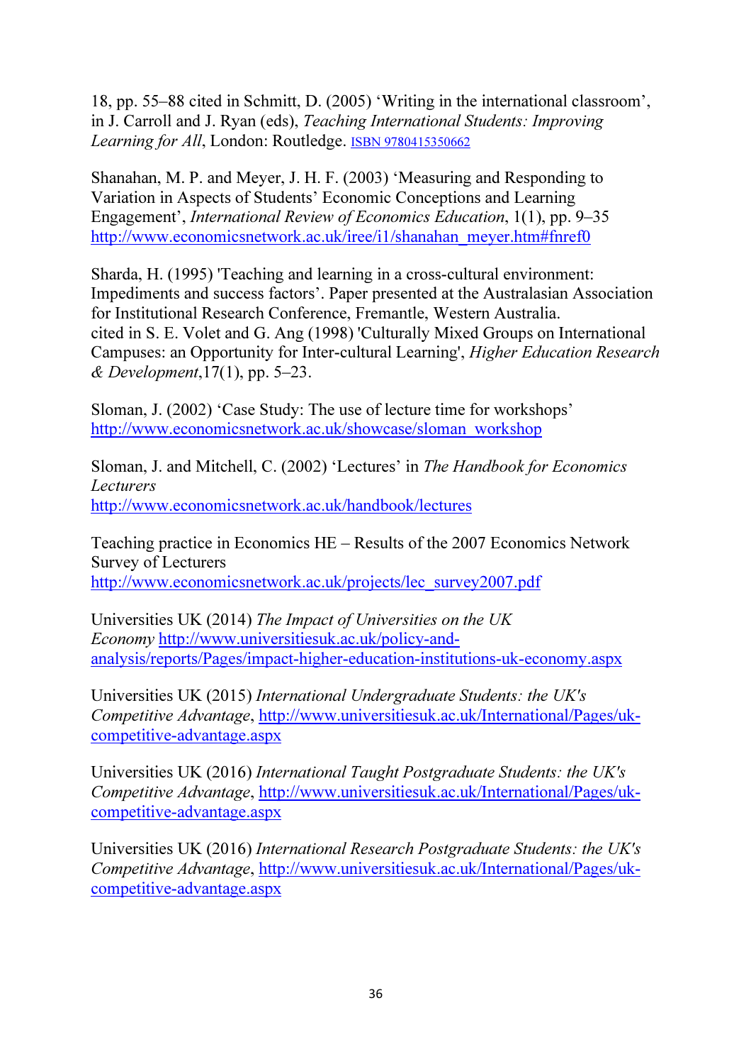18, pp. 55–88 cited in Schmitt, D. (2005) 'Writing in the international classroom', in J. Carroll and J. Ryan (eds), *Teaching International Students: Improving Learning for All*, London: Routledge. ISBN 9780415350662

Shanahan, M. P. and Meyer, J. H. F. (2003) 'Measuring and Responding to Variation in Aspects of Students' Economic Conceptions and Learning Engagement', *International Review of Economics Education*, 1(1), pp. 9–35 http://www.economicsnetwork.ac.uk/iree/i1/shanahan_meyer.htm#fnref0

Sharda, H. (1995) 'Teaching and learning in a cross-cultural environment: Impediments and success factors'. Paper presented at the Australasian Association for Institutional Research Conference, Fremantle, Western Australia. cited in S. E. Volet and G. Ang (1998) 'Culturally Mixed Groups on International Campuses: an Opportunity for Inter-cultural Learning', *Higher Education Research & Development*,17(1), pp. 5–23.

Sloman, J. (2002) 'Case Study: The use of lecture time for workshops' http://www.economicsnetwork.ac.uk/showcase/sloman_workshop

Sloman, J. and Mitchell, C. (2002) 'Lectures' in *The Handbook for Economics Lecturers* http://www.economicsnetwork.ac.uk/handbook/lectures

Teaching practice in Economics HE – Results of the 2007 Economics Network Survey of Lecturers http://www.economicsnetwork.ac.uk/projects/lec_survey2007.pdf

Universities UK (2014) *The Impact of Universities on the UK Economy* http://www.universitiesuk.ac.uk/policy-and-analysis/reports/Pages/impact-higher-education-institutions-uk-economy.aspx

Universities UK (2015) *International Undergraduate Students: the UK's Competitive Advantage*, http://www.universitiesuk.ac.uk/International/Pages/uk-competitive-advantage.aspx

Universities UK (2016) *International Taught Postgraduate Students: the UK's Competitive Advantage*, http://www.universitiesuk.ac.uk/International/Pages/uk-competitive-advantage.aspx

Universities UK (2016) *International Research Postgraduate Students: the UK's Competitive Advantage*, http://www.universitiesuk.ac.uk/International/Pages/uk-competitive-advantage.aspx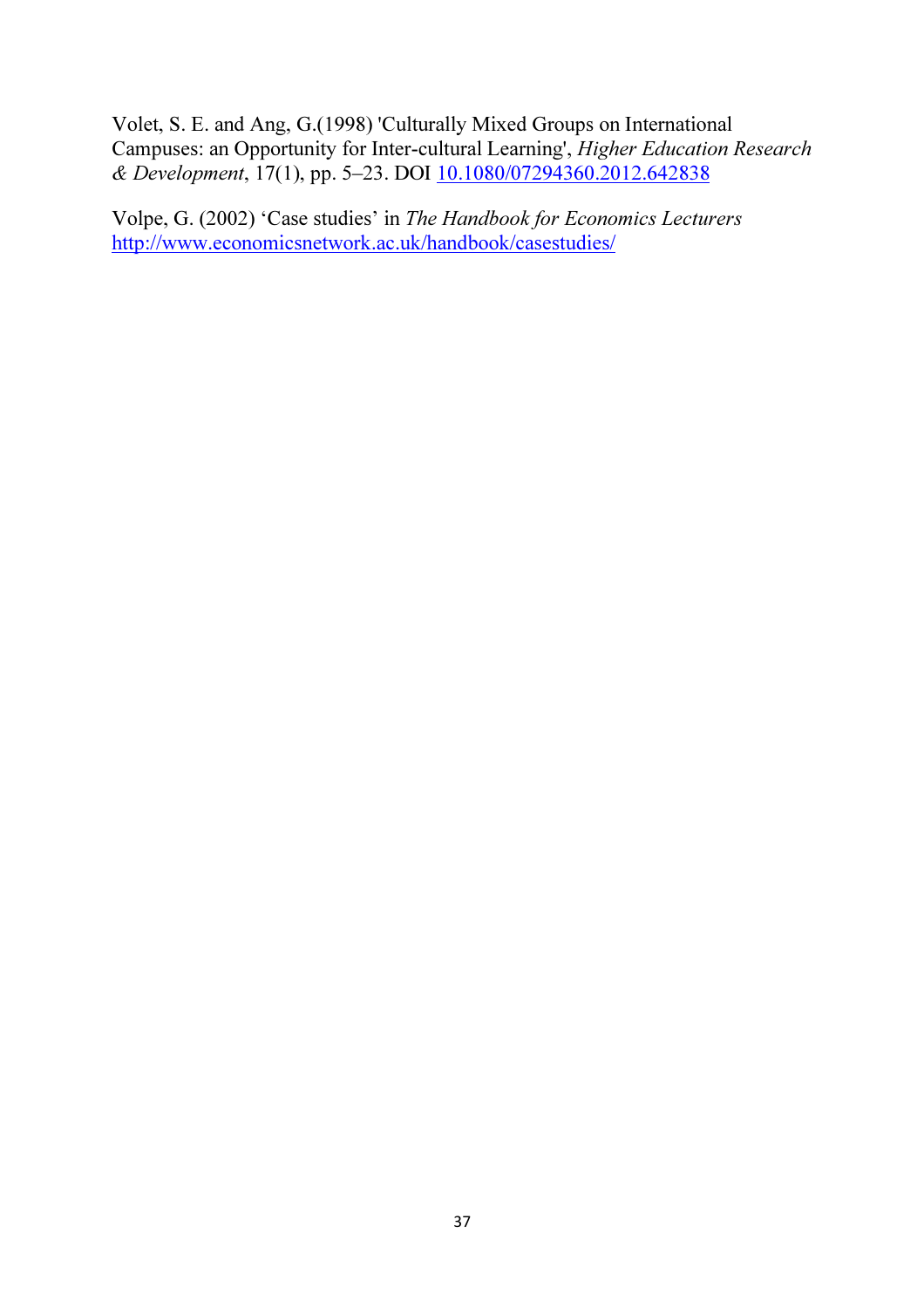Volet, S. E. and Ang, G.(1998) 'Culturally Mixed Groups on International Campuses: an Opportunity for Inter-cultural Learning', *Higher Education Research & Development*, 17(1), pp. 5–23. DOI [10.1080/07294360.2012.642838](10.1080/07294360.2012.642838)

Volpe, G. (2002) 'Case studies' in *The Handbook for Economics Lecturers* [http://www.economicsnetwork.ac.uk/handbook/casestudies/](http://www.economicsnetwork.ac.uk/handbook/casestudies/)